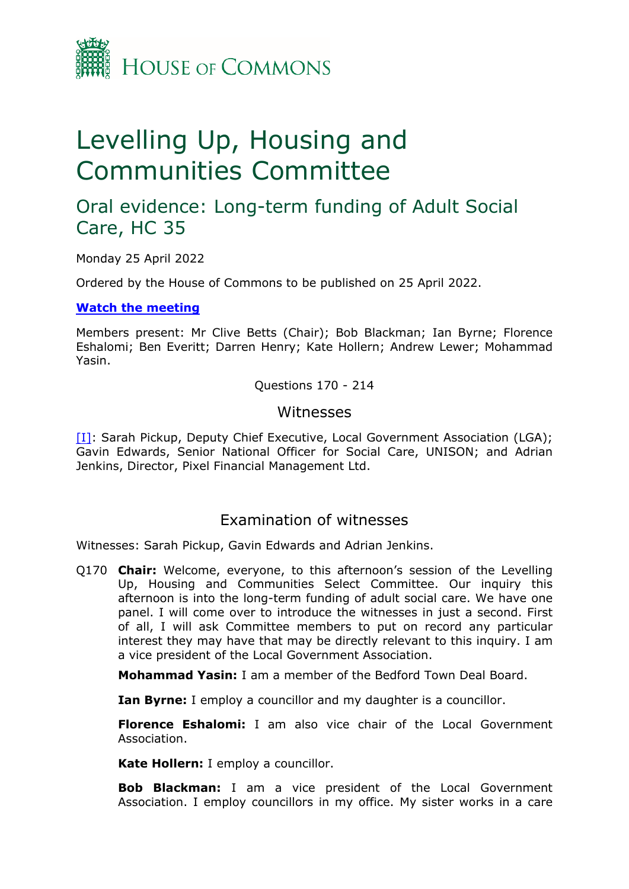House of Commons

# Levelling Up, Housing and Communities Committee

## Oral evidence: Long-term funding of Adult Social Care, HC 35

Monday 25 April 2022

Ordered by the House of Commons to be published on 25 April 2022.

**Watch the meeting**

Members present: Mr Clive Betts (Chair); Bob Blackman; Ian Byrne; Florence Eshalomi; Ben Everitt; Darren Henry; Kate Hollern; Andrew Lewer; Mohammad Yasin.

Questions 170 - 214

### Witnesses

[I]: Sarah Pickup, Deputy Chief Executive, Local Government Association (LGA); Gavin Edwards, Senior National Officer for Social Care, UNISON; and Adrian Jenkins, Director, Pixel Financial Management Ltd.

### Examination of witnesses

Witnesses: Sarah Pickup, Gavin Edwards and Adrian Jenkins.

Q170 **Chair:** Welcome, everyone, to this afternoon's session of the Levelling Up, Housing and Communities Select Committee. Our inquiry this afternoon is into the long-term funding of adult social care. We have one panel. I will come over to introduce the witnesses in just a second. First of all, I will ask Committee members to put on record any particular interest they may have that may be directly relevant to this inquiry. I am a vice president of the Local Government Association.

**Mohammad Yasin:** I am a member of the Bedford Town Deal Board.

**Ian Byrne:** I employ a councillor and my daughter is a councillor.

**Florence Eshalomi:** I am also vice chair of the Local Government Association.

**Kate Hollern:** I employ a councillor.

**Bob Blackman:** I am a vice president of the Local Government Association. I employ councillors in my office. My sister works in a care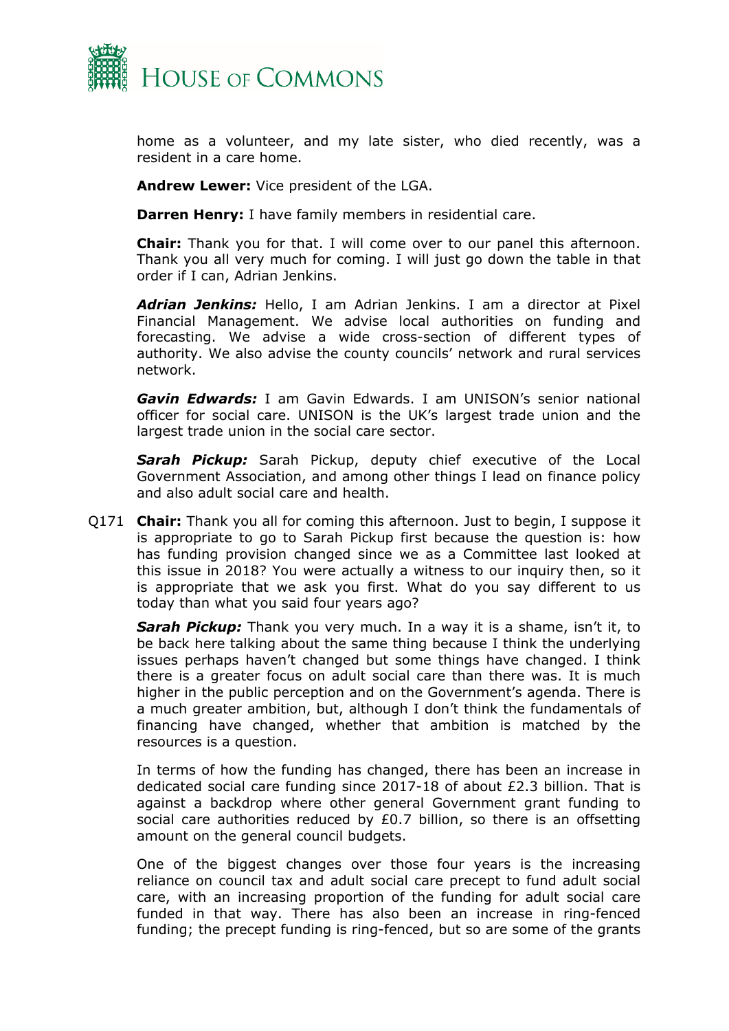home as a volunteer, and my late sister, who died recently, was a resident in a care home.

**Andrew Lewer:** Vice president of the LGA.

**Darren Henry:** I have family members in residential care.

**Chair:** Thank you for that. I will come over to our panel this afternoon. Thank you all very much for coming. I will just go down the table in that order if I can, Adrian Jenkins.

***Adrian Jenkins:*** Hello, I am Adrian Jenkins. I am a director at Pixel Financial Management. We advise local authorities on funding and forecasting. We advise a wide cross-section of different types of authority. We also advise the county councils' network and rural services network.

***Gavin Edwards:*** I am Gavin Edwards. I am UNISON's senior national officer for social care. UNISON is the UK's largest trade union and the largest trade union in the social care sector.

***Sarah Pickup:*** Sarah Pickup, deputy chief executive of the Local Government Association, and among other things I lead on finance policy and also adult social care and health.

Q171 **Chair:** Thank you all for coming this afternoon. Just to begin, I suppose it is appropriate to go to Sarah Pickup first because the question is: how has funding provision changed since we as a Committee last looked at this issue in 2018? You were actually a witness to our inquiry then, so it is appropriate that we ask you first. What do you say different to us today than what you said four years ago?

***Sarah Pickup:*** Thank you very much. In a way it is a shame, isn't it, to be back here talking about the same thing because I think the underlying issues perhaps haven't changed but some things have changed. I think there is a greater focus on adult social care than there was. It is much higher in the public perception and on the Government's agenda. There is a much greater ambition, but, although I don't think the fundamentals of financing have changed, whether that ambition is matched by the resources is a question.

In terms of how the funding has changed, there has been an increase in dedicated social care funding since 2017-18 of about £2.3 billion. That is against a backdrop where other general Government grant funding to social care authorities reduced by £0.7 billion, so there is an offsetting amount on the general council budgets.

One of the biggest changes over those four years is the increasing reliance on council tax and adult social care precept to fund adult social care, with an increasing proportion of the funding for adult social care funded in that way. There has also been an increase in ring-fenced funding; the precept funding is ring-fenced, but so are some of the grants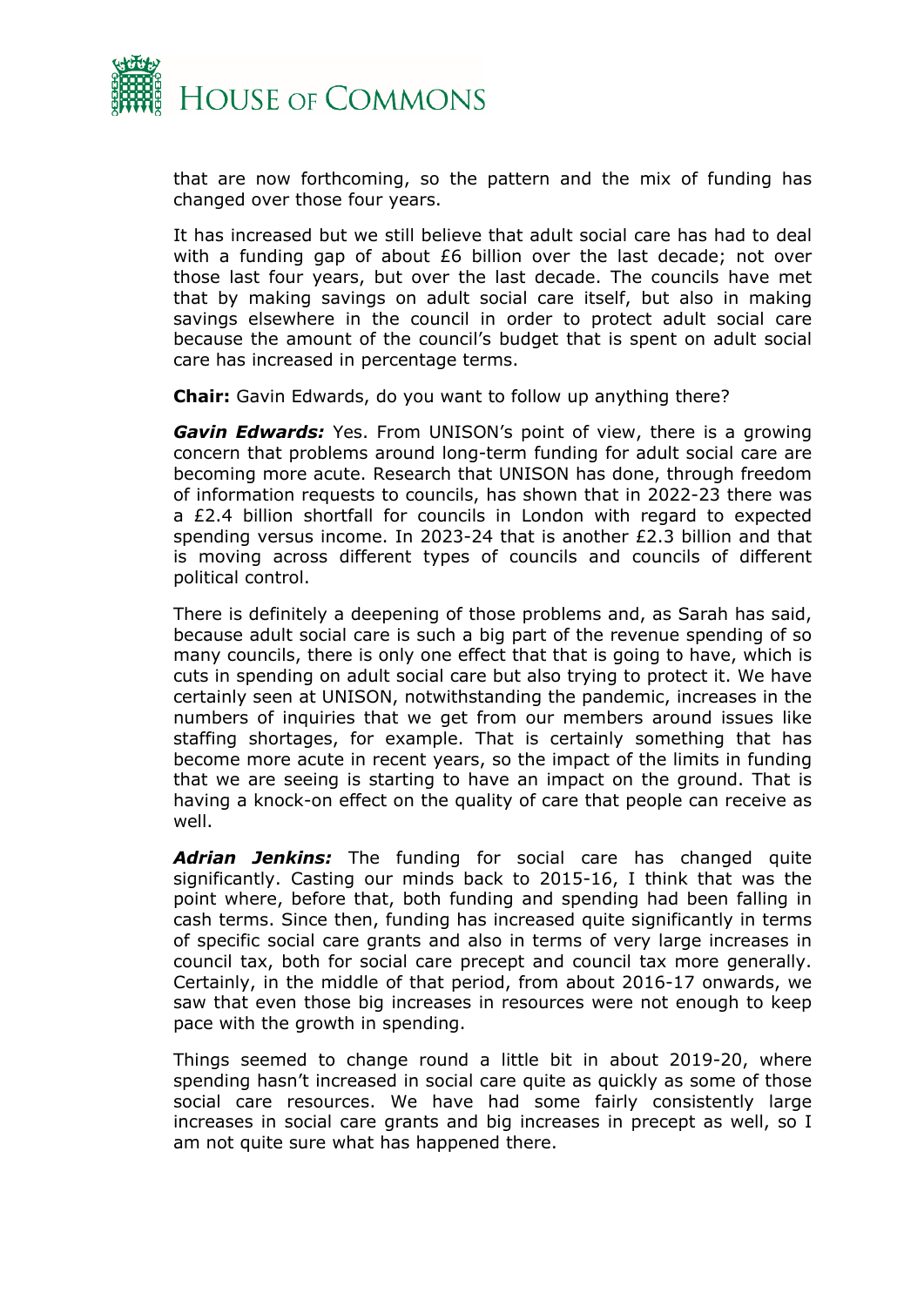that are now forthcoming, so the pattern and the mix of funding has changed over those four years.

It has increased but we still believe that adult social care has had to deal with a funding gap of about £6 billion over the last decade; not over those last four years, but over the last decade. The councils have met that by making savings on adult social care itself, but also in making savings elsewhere in the council in order to protect adult social care because the amount of the council's budget that is spent on adult social care has increased in percentage terms.

**Chair:** Gavin Edwards, do you want to follow up anything there?

***Gavin Edwards:*** Yes. From UNISON's point of view, there is a growing concern that problems around long-term funding for adult social care are becoming more acute. Research that UNISON has done, through freedom of information requests to councils, has shown that in 2022-23 there was a £2.4 billion shortfall for councils in London with regard to expected spending versus income. In 2023-24 that is another £2.3 billion and that is moving across different types of councils and councils of different political control.

There is definitely a deepening of those problems and, as Sarah has said, because adult social care is such a big part of the revenue spending of so many councils, there is only one effect that that is going to have, which is cuts in spending on adult social care but also trying to protect it. We have certainly seen at UNISON, notwithstanding the pandemic, increases in the numbers of inquiries that we get from our members around issues like staffing shortages, for example. That is certainly something that has become more acute in recent years, so the impact of the limits in funding that we are seeing is starting to have an impact on the ground. That is having a knock-on effect on the quality of care that people can receive as well.

***Adrian Jenkins:*** The funding for social care has changed quite significantly. Casting our minds back to 2015-16, I think that was the point where, before that, both funding and spending had been falling in cash terms. Since then, funding has increased quite significantly in terms of specific social care grants and also in terms of very large increases in council tax, both for social care precept and council tax more generally. Certainly, in the middle of that period, from about 2016-17 onwards, we saw that even those big increases in resources were not enough to keep pace with the growth in spending.

Things seemed to change round a little bit in about 2019-20, where spending hasn't increased in social care quite as quickly as some of those social care resources. We have had some fairly consistently large increases in social care grants and big increases in precept as well, so I am not quite sure what has happened there.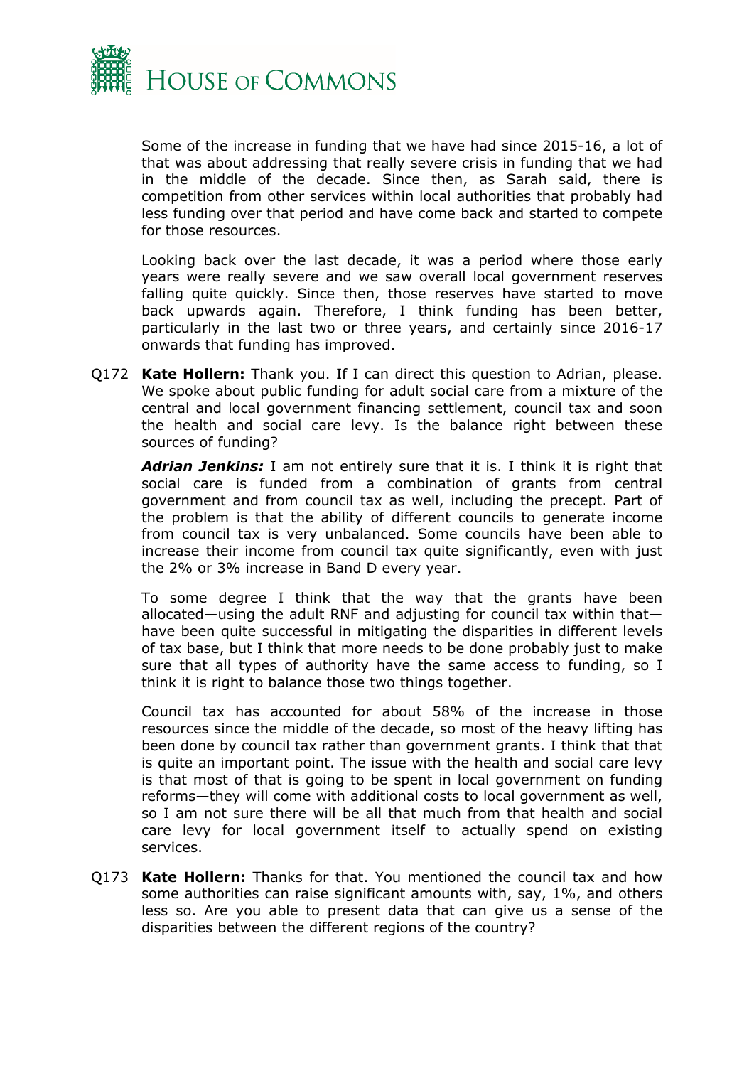Some of the increase in funding that we have had since 2015-16, a lot of that was about addressing that really severe crisis in funding that we had in the middle of the decade. Since then, as Sarah said, there is competition from other services within local authorities that probably had less funding over that period and have come back and started to compete for those resources.

Looking back over the last decade, it was a period where those early years were really severe and we saw overall local government reserves falling quite quickly. Since then, those reserves have started to move back upwards again. Therefore, I think funding has been better, particularly in the last two or three years, and certainly since 2016-17 onwards that funding has improved.

Q172 **Kate Hollern:** Thank you. If I can direct this question to Adrian, please. We spoke about public funding for adult social care from a mixture of the central and local government financing settlement, council tax and soon the health and social care levy. Is the balance right between these sources of funding?

***Adrian Jenkins:*** I am not entirely sure that it is. I think it is right that social care is funded from a combination of grants from central government and from council tax as well, including the precept. Part of the problem is that the ability of different councils to generate income from council tax is very unbalanced. Some councils have been able to increase their income from council tax quite significantly, even with just the 2% or 3% increase in Band D every year.

To some degree I think that the way that the grants have been allocated—using the adult RNF and adjusting for council tax within that—have been quite successful in mitigating the disparities in different levels of tax base, but I think that more needs to be done probably just to make sure that all types of authority have the same access to funding, so I think it is right to balance those two things together.

Council tax has accounted for about 58% of the increase in those resources since the middle of the decade, so most of the heavy lifting has been done by council tax rather than government grants. I think that that is quite an important point. The issue with the health and social care levy is that most of that is going to be spent in local government on funding reforms—they will come with additional costs to local government as well, so I am not sure there will be all that much from that health and social care levy for local government itself to actually spend on existing services.

Q173 **Kate Hollern:** Thanks for that. You mentioned the council tax and how some authorities can raise significant amounts with, say, 1%, and others less so. Are you able to present data that can give us a sense of the disparities between the different regions of the country?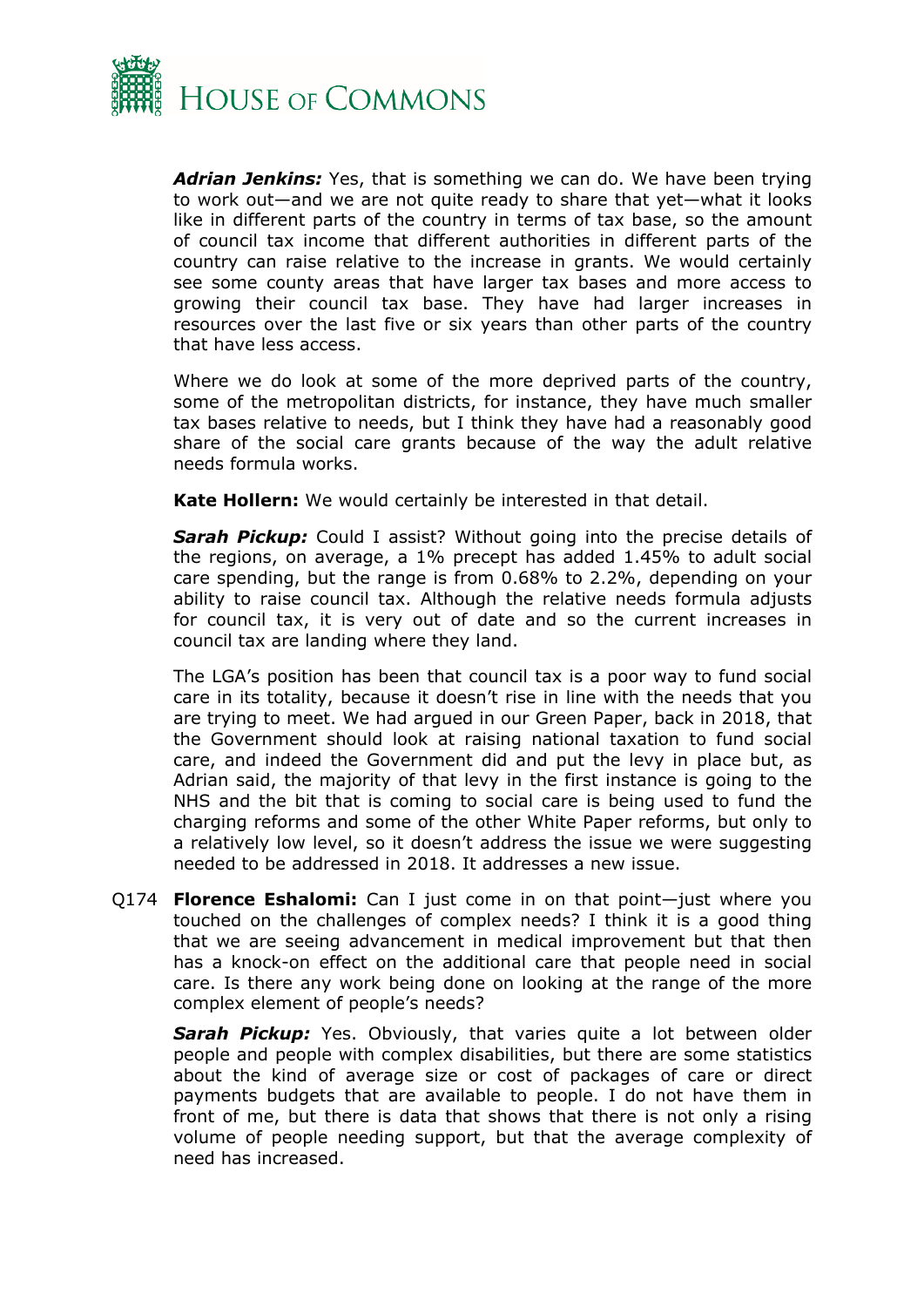***Adrian Jenkins:*** Yes, that is something we can do. We have been trying to work out—and we are not quite ready to share that yet—what it looks like in different parts of the country in terms of tax base, so the amount of council tax income that different authorities in different parts of the country can raise relative to the increase in grants. We would certainly see some county areas that have larger tax bases and more access to growing their council tax base. They have had larger increases in resources over the last five or six years than other parts of the country that have less access.

Where we do look at some of the more deprived parts of the country, some of the metropolitan districts, for instance, they have much smaller tax bases relative to needs, but I think they have had a reasonably good share of the social care grants because of the way the adult relative needs formula works.

**Kate Hollern:** We would certainly be interested in that detail.

***Sarah Pickup:*** Could I assist? Without going into the precise details of the regions, on average, a 1% precept has added 1.45% to adult social care spending, but the range is from 0.68% to 2.2%, depending on your ability to raise council tax. Although the relative needs formula adjusts for council tax, it is very out of date and so the current increases in council tax are landing where they land.

The LGA's position has been that council tax is a poor way to fund social care in its totality, because it doesn't rise in line with the needs that you are trying to meet. We had argued in our Green Paper, back in 2018, that the Government should look at raising national taxation to fund social care, and indeed the Government did and put the levy in place but, as Adrian said, the majority of that levy in the first instance is going to the NHS and the bit that is coming to social care is being used to fund the charging reforms and some of the other White Paper reforms, but only to a relatively low level, so it doesn't address the issue we were suggesting needed to be addressed in 2018. It addresses a new issue.

Q174 **Florence Eshalomi:** Can I just come in on that point—just where you touched on the challenges of complex needs? I think it is a good thing that we are seeing advancement in medical improvement but that then has a knock-on effect on the additional care that people need in social care. Is there any work being done on looking at the range of the more complex element of people's needs?

***Sarah Pickup:*** Yes. Obviously, that varies quite a lot between older people and people with complex disabilities, but there are some statistics about the kind of average size or cost of packages of care or direct payments budgets that are available to people. I do not have them in front of me, but there is data that shows that there is not only a rising volume of people needing support, but that the average complexity of need has increased.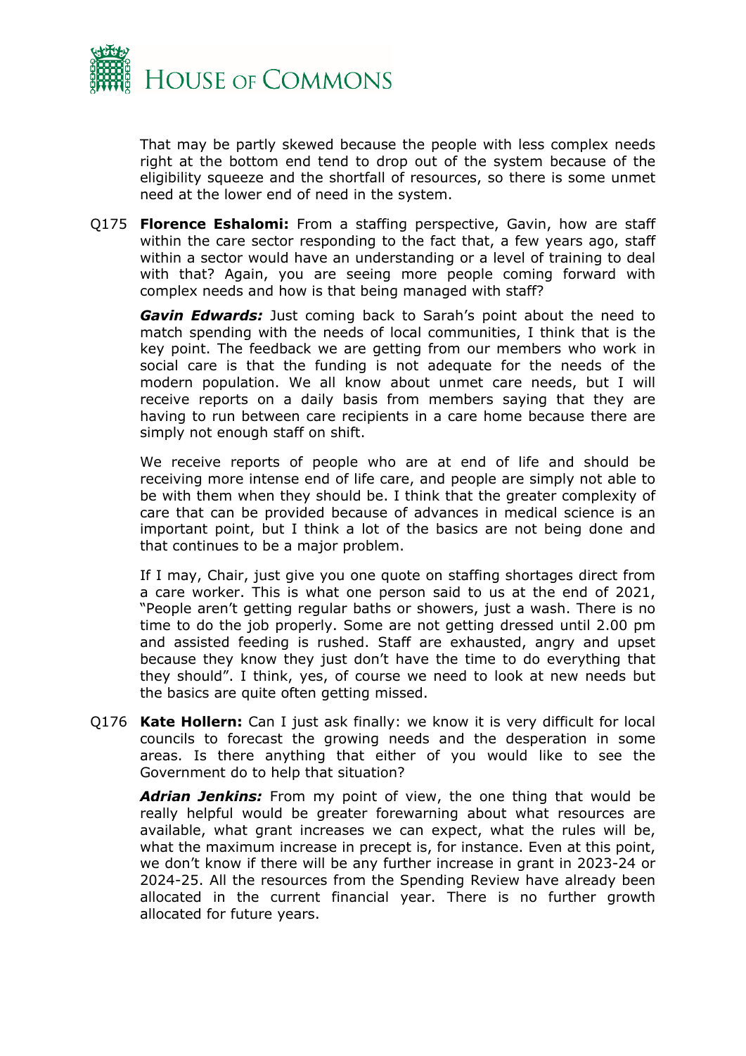That may be partly skewed because the people with less complex needs right at the bottom end tend to drop out of the system because of the eligibility squeeze and the shortfall of resources, so there is some unmet need at the lower end of need in the system.

Q175 **Florence Eshalomi:** From a staffing perspective, Gavin, how are staff within the care sector responding to the fact that, a few years ago, staff within a sector would have an understanding or a level of training to deal with that? Again, you are seeing more people coming forward with complex needs and how is that being managed with staff?

***Gavin Edwards:*** Just coming back to Sarah's point about the need to match spending with the needs of local communities, I think that is the key point. The feedback we are getting from our members who work in social care is that the funding is not adequate for the needs of the modern population. We all know about unmet care needs, but I will receive reports on a daily basis from members saying that they are having to run between care recipients in a care home because there are simply not enough staff on shift.

We receive reports of people who are at end of life and should be receiving more intense end of life care, and people are simply not able to be with them when they should be. I think that the greater complexity of care that can be provided because of advances in medical science is an important point, but I think a lot of the basics are not being done and that continues to be a major problem.

If I may, Chair, just give you one quote on staffing shortages direct from a care worker. This is what one person said to us at the end of 2021, "People aren't getting regular baths or showers, just a wash. There is no time to do the job properly. Some are not getting dressed until 2.00 pm and assisted feeding is rushed. Staff are exhausted, angry and upset because they know they just don't have the time to do everything that they should". I think, yes, of course we need to look at new needs but the basics are quite often getting missed.

Q176 **Kate Hollern:** Can I just ask finally: we know it is very difficult for local councils to forecast the growing needs and the desperation in some areas. Is there anything that either of you would like to see the Government do to help that situation?

***Adrian Jenkins:*** From my point of view, the one thing that would be really helpful would be greater forewarning about what resources are available, what grant increases we can expect, what the rules will be, what the maximum increase in precept is, for instance. Even at this point, we don't know if there will be any further increase in grant in 2023-24 or 2024-25. All the resources from the Spending Review have already been allocated in the current financial year. There is no further growth allocated for future years.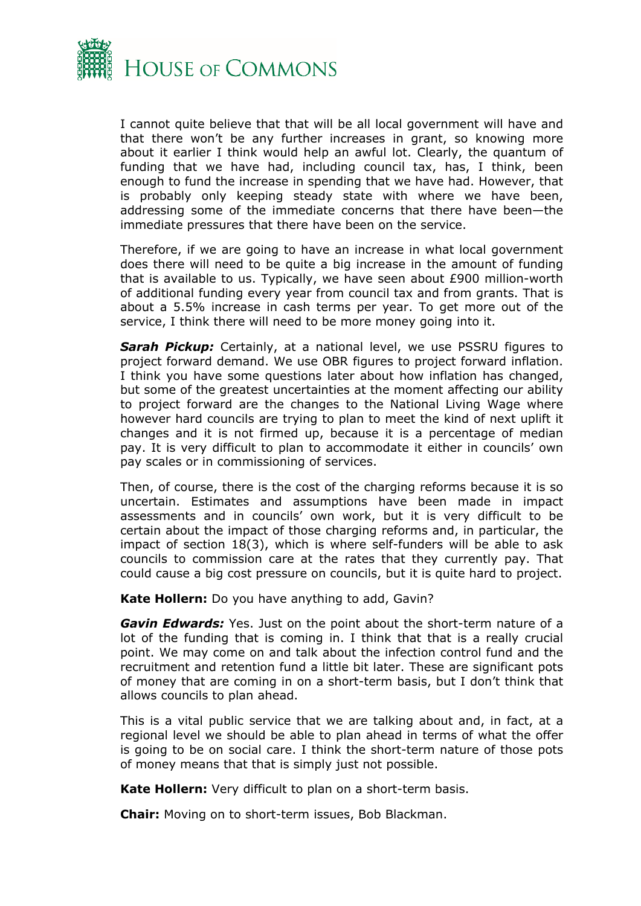I cannot quite believe that that will be all local government will have and that there won't be any further increases in grant, so knowing more about it earlier I think would help an awful lot. Clearly, the quantum of funding that we have had, including council tax, has, I think, been enough to fund the increase in spending that we have had. However, that is probably only keeping steady state with where we have been, addressing some of the immediate concerns that there have been—the immediate pressures that there have been on the service.

Therefore, if we are going to have an increase in what local government does there will need to be quite a big increase in the amount of funding that is available to us. Typically, we have seen about £900 million-worth of additional funding every year from council tax and from grants. That is about a 5.5% increase in cash terms per year. To get more out of the service, I think there will need to be more money going into it.

***Sarah Pickup:*** Certainly, at a national level, we use PSSRU figures to project forward demand. We use OBR figures to project forward inflation. I think you have some questions later about how inflation has changed, but some of the greatest uncertainties at the moment affecting our ability to project forward are the changes to the National Living Wage where however hard councils are trying to plan to meet the kind of next uplift it changes and it is not firmed up, because it is a percentage of median pay. It is very difficult to plan to accommodate it either in councils' own pay scales or in commissioning of services.

Then, of course, there is the cost of the charging reforms because it is so uncertain. Estimates and assumptions have been made in impact assessments and in councils' own work, but it is very difficult to be certain about the impact of those charging reforms and, in particular, the impact of section 18(3), which is where self-funders will be able to ask councils to commission care at the rates that they currently pay. That could cause a big cost pressure on councils, but it is quite hard to project.

**Kate Hollern:** Do you have anything to add, Gavin?

***Gavin Edwards:*** Yes. Just on the point about the short-term nature of a lot of the funding that is coming in. I think that that is a really crucial point. We may come on and talk about the infection control fund and the recruitment and retention fund a little bit later. These are significant pots of money that are coming in on a short-term basis, but I don't think that allows councils to plan ahead.

This is a vital public service that we are talking about and, in fact, at a regional level we should be able to plan ahead in terms of what the offer is going to be on social care. I think the short-term nature of those pots of money means that that is simply just not possible.

**Kate Hollern:** Very difficult to plan on a short-term basis.

**Chair:** Moving on to short-term issues, Bob Blackman.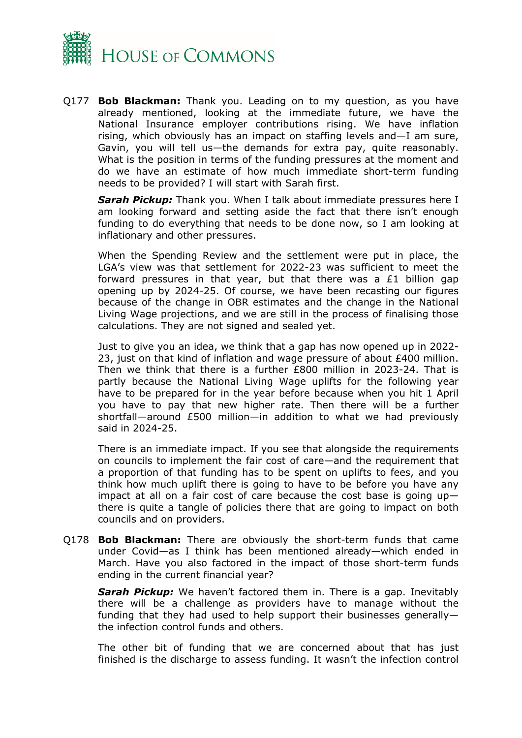Q177 **Bob Blackman:** Thank you. Leading on to my question, as you have already mentioned, looking at the immediate future, we have the National Insurance employer contributions rising. We have inflation rising, which obviously has an impact on staffing levels and—I am sure, Gavin, you will tell us—the demands for extra pay, quite reasonably. What is the position in terms of the funding pressures at the moment and do we have an estimate of how much immediate short-term funding needs to be provided? I will start with Sarah first.

***Sarah Pickup:*** Thank you. When I talk about immediate pressures here I am looking forward and setting aside the fact that there isn't enough funding to do everything that needs to be done now, so I am looking at inflationary and other pressures.

When the Spending Review and the settlement were put in place, the LGA's view was that settlement for 2022-23 was sufficient to meet the forward pressures in that year, but that there was a £1 billion gap opening up by 2024-25. Of course, we have been recasting our figures because of the change in OBR estimates and the change in the National Living Wage projections, and we are still in the process of finalising those calculations. They are not signed and sealed yet.

Just to give you an idea, we think that a gap has now opened up in 2022-23, just on that kind of inflation and wage pressure of about £400 million. Then we think that there is a further £800 million in 2023-24. That is partly because the National Living Wage uplifts for the following year have to be prepared for in the year before because when you hit 1 April you have to pay that new higher rate. Then there will be a further shortfall—around £500 million—in addition to what we had previously said in 2024-25.

There is an immediate impact. If you see that alongside the requirements on councils to implement the fair cost of care—and the requirement that a proportion of that funding has to be spent on uplifts to fees, and you think how much uplift there is going to have to be before you have any impact at all on a fair cost of care because the cost base is going up—there is quite a tangle of policies there that are going to impact on both councils and on providers.

Q178 **Bob Blackman:** There are obviously the short-term funds that came under Covid—as I think has been mentioned already—which ended in March. Have you also factored in the impact of those short-term funds ending in the current financial year?

***Sarah Pickup:*** We haven't factored them in. There is a gap. Inevitably there will be a challenge as providers have to manage without the funding that they had used to help support their businesses generally—the infection control funds and others.

The other bit of funding that we are concerned about that has just finished is the discharge to assess funding. It wasn't the infection control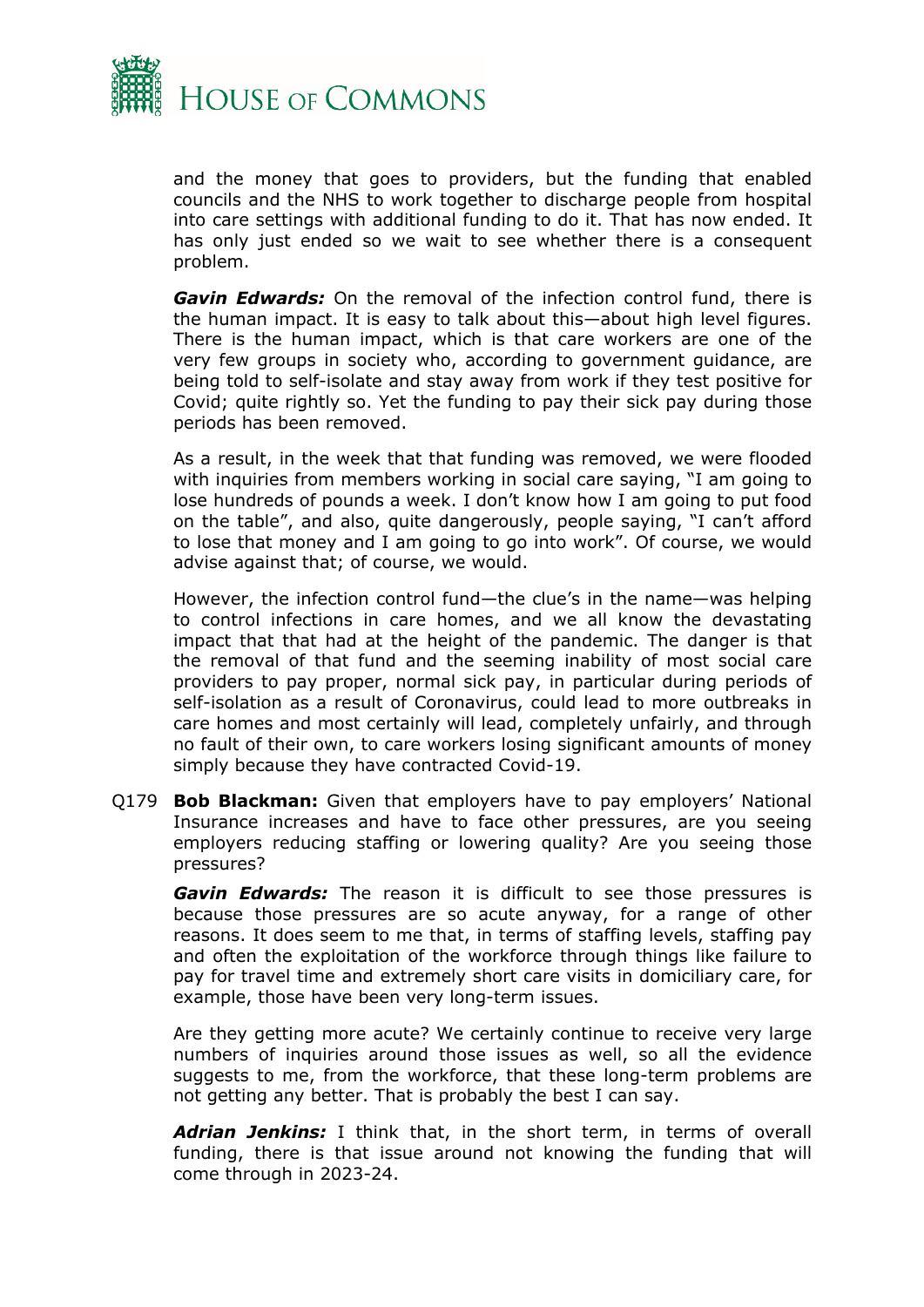and the money that goes to providers, but the funding that enabled councils and the NHS to work together to discharge people from hospital into care settings with additional funding to do it. That has now ended. It has only just ended so we wait to see whether there is a consequent problem.

***Gavin Edwards:*** On the removal of the infection control fund, there is the human impact. It is easy to talk about this—about high level figures. There is the human impact, which is that care workers are one of the very few groups in society who, according to government guidance, are being told to self-isolate and stay away from work if they test positive for Covid; quite rightly so. Yet the funding to pay their sick pay during those periods has been removed.

As a result, in the week that that funding was removed, we were flooded with inquiries from members working in social care saying, "I am going to lose hundreds of pounds a week. I don't know how I am going to put food on the table", and also, quite dangerously, people saying, "I can't afford to lose that money and I am going to go into work". Of course, we would advise against that; of course, we would.

However, the infection control fund—the clue's in the name—was helping to control infections in care homes, and we all know the devastating impact that that had at the height of the pandemic. The danger is that the removal of that fund and the seeming inability of most social care providers to pay proper, normal sick pay, in particular during periods of self-isolation as a result of Coronavirus, could lead to more outbreaks in care homes and most certainly will lead, completely unfairly, and through no fault of their own, to care workers losing significant amounts of money simply because they have contracted Covid-19.

Q179 **Bob Blackman:** Given that employers have to pay employers' National Insurance increases and have to face other pressures, are you seeing employers reducing staffing or lowering quality? Are you seeing those pressures?

***Gavin Edwards:*** The reason it is difficult to see those pressures is because those pressures are so acute anyway, for a range of other reasons. It does seem to me that, in terms of staffing levels, staffing pay and often the exploitation of the workforce through things like failure to pay for travel time and extremely short care visits in domiciliary care, for example, those have been very long-term issues.

Are they getting more acute? We certainly continue to receive very large numbers of inquiries around those issues as well, so all the evidence suggests to me, from the workforce, that these long-term problems are not getting any better. That is probably the best I can say.

***Adrian Jenkins:*** I think that, in the short term, in terms of overall funding, there is that issue around not knowing the funding that will come through in 2023-24.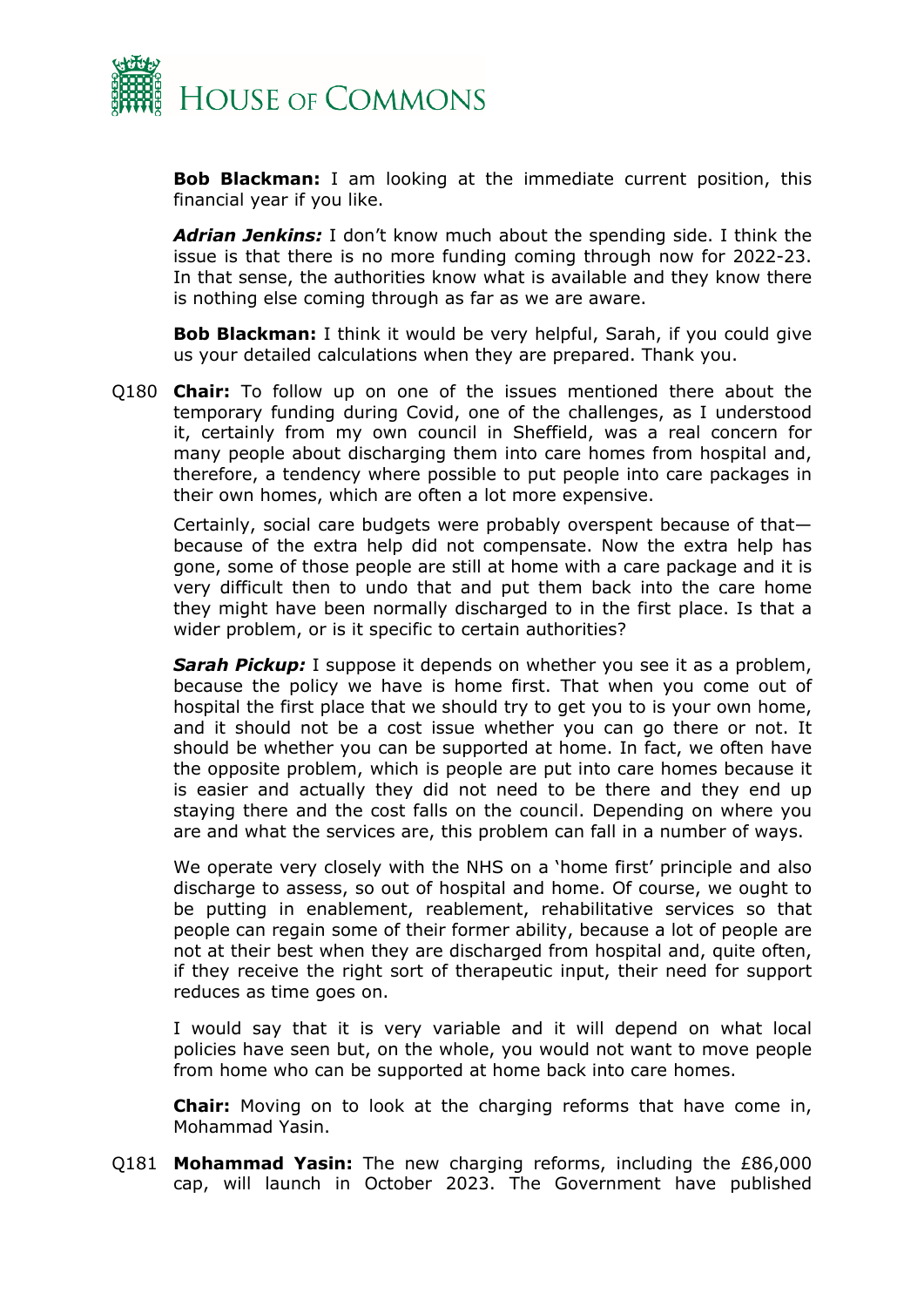**Bob Blackman:** I am looking at the immediate current position, this financial year if you like.

***Adrian Jenkins:*** I don't know much about the spending side. I think the issue is that there is no more funding coming through now for 2022-23. In that sense, the authorities know what is available and they know there is nothing else coming through as far as we are aware.

**Bob Blackman:** I think it would be very helpful, Sarah, if you could give us your detailed calculations when they are prepared. Thank you.

Q180 **Chair:** To follow up on one of the issues mentioned there about the temporary funding during Covid, one of the challenges, as I understood it, certainly from my own council in Sheffield, was a real concern for many people about discharging them into care homes from hospital and, therefore, a tendency where possible to put people into care packages in their own homes, which are often a lot more expensive.

Certainly, social care budgets were probably overspent because of that—because of the extra help did not compensate. Now the extra help has gone, some of those people are still at home with a care package and it is very difficult then to undo that and put them back into the care home they might have been normally discharged to in the first place. Is that a wider problem, or is it specific to certain authorities?

***Sarah Pickup:*** I suppose it depends on whether you see it as a problem, because the policy we have is home first. That when you come out of hospital the first place that we should try to get you to is your own home, and it should not be a cost issue whether you can go there or not. It should be whether you can be supported at home. In fact, we often have the opposite problem, which is people are put into care homes because it is easier and actually they did not need to be there and they end up staying there and the cost falls on the council. Depending on where you are and what the services are, this problem can fall in a number of ways.

We operate very closely with the NHS on a 'home first' principle and also discharge to assess, so out of hospital and home. Of course, we ought to be putting in enablement, reablement, rehabilitative services so that people can regain some of their former ability, because a lot of people are not at their best when they are discharged from hospital and, quite often, if they receive the right sort of therapeutic input, their need for support reduces as time goes on.

I would say that it is very variable and it will depend on what local policies have seen but, on the whole, you would not want to move people from home who can be supported at home back into care homes.

**Chair:** Moving on to look at the charging reforms that have come in, Mohammad Yasin.

Q181 **Mohammad Yasin:** The new charging reforms, including the £86,000 cap, will launch in October 2023. The Government have published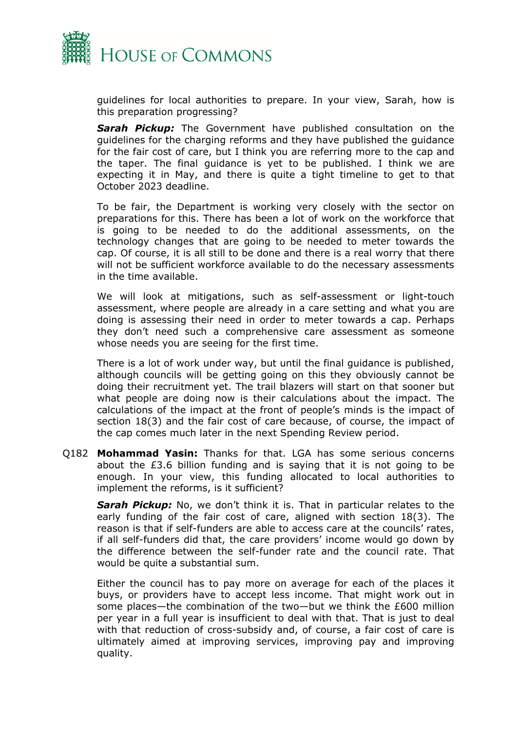guidelines for local authorities to prepare. In your view, Sarah, how is this preparation progressing?

***Sarah Pickup:*** The Government have published consultation on the guidelines for the charging reforms and they have published the guidance for the fair cost of care, but I think you are referring more to the cap and the taper. The final guidance is yet to be published. I think we are expecting it in May, and there is quite a tight timeline to get to that October 2023 deadline.

To be fair, the Department is working very closely with the sector on preparations for this. There has been a lot of work on the workforce that is going to be needed to do the additional assessments, on the technology changes that are going to be needed to meter towards the cap. Of course, it is all still to be done and there is a real worry that there will not be sufficient workforce available to do the necessary assessments in the time available.

We will look at mitigations, such as self-assessment or light-touch assessment, where people are already in a care setting and what you are doing is assessing their need in order to meter towards a cap. Perhaps they don't need such a comprehensive care assessment as someone whose needs you are seeing for the first time.

There is a lot of work under way, but until the final guidance is published, although councils will be getting going on this they obviously cannot be doing their recruitment yet. The trail blazers will start on that sooner but what people are doing now is their calculations about the impact. The calculations of the impact at the front of people's minds is the impact of section 18(3) and the fair cost of care because, of course, the impact of the cap comes much later in the next Spending Review period.

Q182 **Mohammad Yasin:** Thanks for that. LGA has some serious concerns about the £3.6 billion funding and is saying that it is not going to be enough. In your view, this funding allocated to local authorities to implement the reforms, is it sufficient?

***Sarah Pickup:*** No, we don't think it is. That in particular relates to the early funding of the fair cost of care, aligned with section 18(3). The reason is that if self-funders are able to access care at the councils' rates, if all self-funders did that, the care providers' income would go down by the difference between the self-funder rate and the council rate. That would be quite a substantial sum.

Either the council has to pay more on average for each of the places it buys, or providers have to accept less income. That might work out in some places—the combination of the two—but we think the £600 million per year in a full year is insufficient to deal with that. That is just to deal with that reduction of cross-subsidy and, of course, a fair cost of care is ultimately aimed at improving services, improving pay and improving quality.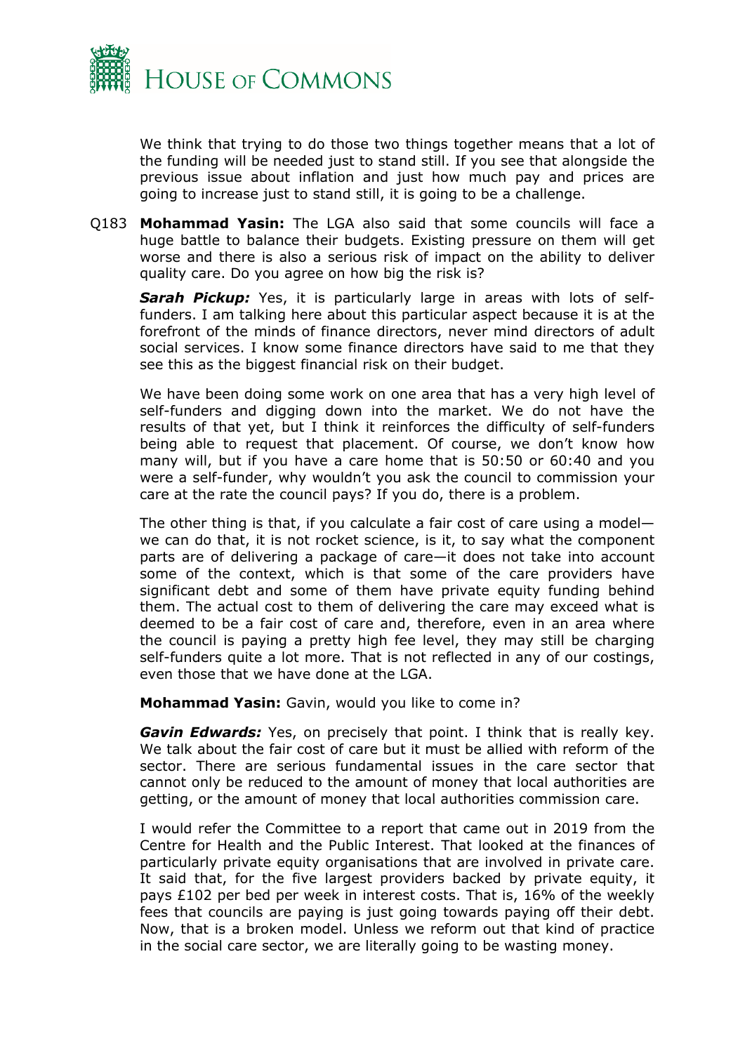We think that trying to do those two things together means that a lot of the funding will be needed just to stand still. If you see that alongside the previous issue about inflation and just how much pay and prices are going to increase just to stand still, it is going to be a challenge.

Q183 **Mohammad Yasin:** The LGA also said that some councils will face a huge battle to balance their budgets. Existing pressure on them will get worse and there is also a serious risk of impact on the ability to deliver quality care. Do you agree on how big the risk is?

***Sarah Pickup:*** Yes, it is particularly large in areas with lots of self-funders. I am talking here about this particular aspect because it is at the forefront of the minds of finance directors, never mind directors of adult social services. I know some finance directors have said to me that they see this as the biggest financial risk on their budget.

We have been doing some work on one area that has a very high level of self-funders and digging down into the market. We do not have the results of that yet, but I think it reinforces the difficulty of self-funders being able to request that placement. Of course, we don't know how many will, but if you have a care home that is 50:50 or 60:40 and you were a self-funder, why wouldn't you ask the council to commission your care at the rate the council pays? If you do, there is a problem.

The other thing is that, if you calculate a fair cost of care using a model—we can do that, it is not rocket science, is it, to say what the component parts are of delivering a package of care—it does not take into account some of the context, which is that some of the care providers have significant debt and some of them have private equity funding behind them. The actual cost to them of delivering the care may exceed what is deemed to be a fair cost of care and, therefore, even in an area where the council is paying a pretty high fee level, they may still be charging self-funders quite a lot more. That is not reflected in any of our costings, even those that we have done at the LGA.

**Mohammad Yasin:** Gavin, would you like to come in?

***Gavin Edwards:*** Yes, on precisely that point. I think that is really key. We talk about the fair cost of care but it must be allied with reform of the sector. There are serious fundamental issues in the care sector that cannot only be reduced to the amount of money that local authorities are getting, or the amount of money that local authorities commission care.

I would refer the Committee to a report that came out in 2019 from the Centre for Health and the Public Interest. That looked at the finances of particularly private equity organisations that are involved in private care. It said that, for the five largest providers backed by private equity, it pays £102 per bed per week in interest costs. That is, 16% of the weekly fees that councils are paying is just going towards paying off their debt. Now, that is a broken model. Unless we reform out that kind of practice in the social care sector, we are literally going to be wasting money.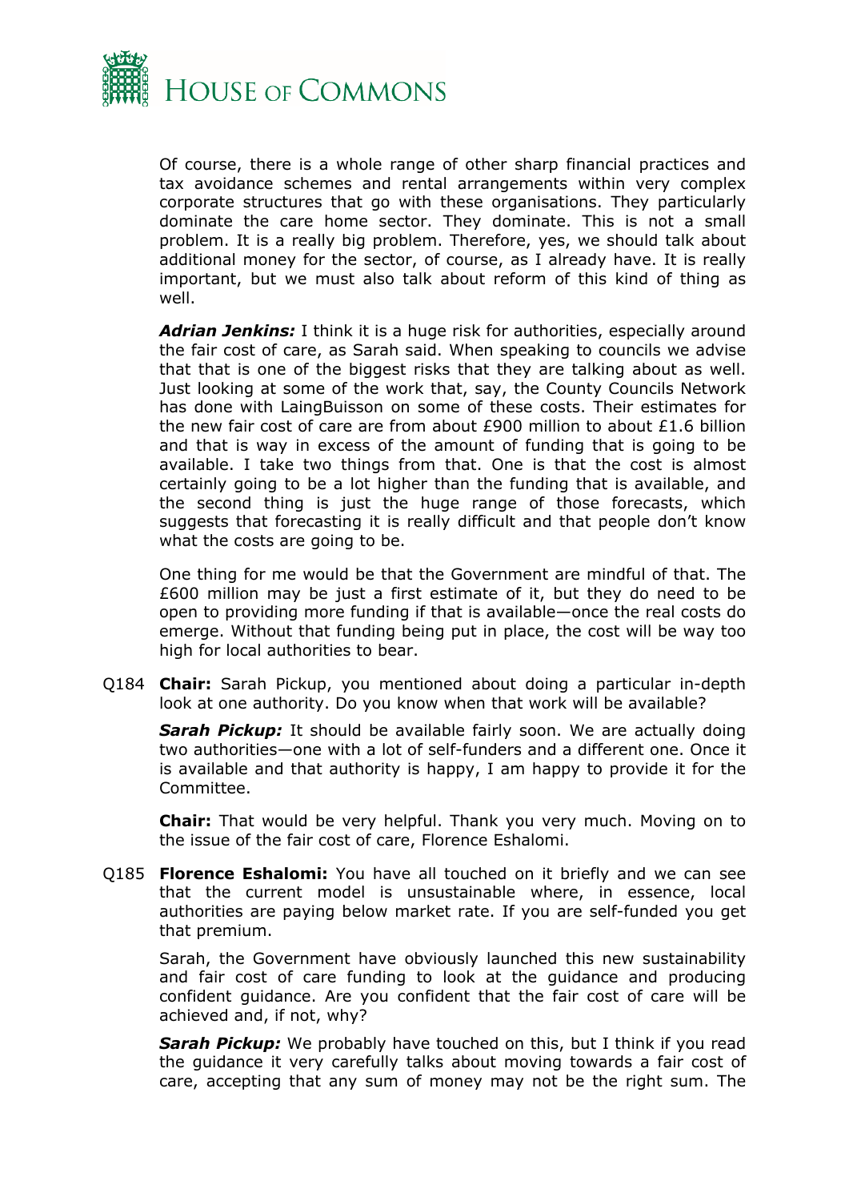Of course, there is a whole range of other sharp financial practices and tax avoidance schemes and rental arrangements within very complex corporate structures that go with these organisations. They particularly dominate the care home sector. They dominate. This is not a small problem. It is a really big problem. Therefore, yes, we should talk about additional money for the sector, of course, as I already have. It is really important, but we must also talk about reform of this kind of thing as well.

***Adrian Jenkins:*** I think it is a huge risk for authorities, especially around the fair cost of care, as Sarah said. When speaking to councils we advise that that is one of the biggest risks that they are talking about as well. Just looking at some of the work that, say, the County Councils Network has done with LaingBuisson on some of these costs. Their estimates for the new fair cost of care are from about £900 million to about £1.6 billion and that is way in excess of the amount of funding that is going to be available. I take two things from that. One is that the cost is almost certainly going to be a lot higher than the funding that is available, and the second thing is just the huge range of those forecasts, which suggests that forecasting it is really difficult and that people don't know what the costs are going to be.

One thing for me would be that the Government are mindful of that. The £600 million may be just a first estimate of it, but they do need to be open to providing more funding if that is available—once the real costs do emerge. Without that funding being put in place, the cost will be way too high for local authorities to bear.

Q184 **Chair:** Sarah Pickup, you mentioned about doing a particular in-depth look at one authority. Do you know when that work will be available?

***Sarah Pickup:*** It should be available fairly soon. We are actually doing two authorities—one with a lot of self-funders and a different one. Once it is available and that authority is happy, I am happy to provide it for the Committee.

**Chair:** That would be very helpful. Thank you very much. Moving on to the issue of the fair cost of care, Florence Eshalomi.

Q185 **Florence Eshalomi:** You have all touched on it briefly and we can see that the current model is unsustainable where, in essence, local authorities are paying below market rate. If you are self-funded you get that premium.

Sarah, the Government have obviously launched this new sustainability and fair cost of care funding to look at the guidance and producing confident guidance. Are you confident that the fair cost of care will be achieved and, if not, why?

***Sarah Pickup:*** We probably have touched on this, but I think if you read the guidance it very carefully talks about moving towards a fair cost of care, accepting that any sum of money may not be the right sum. The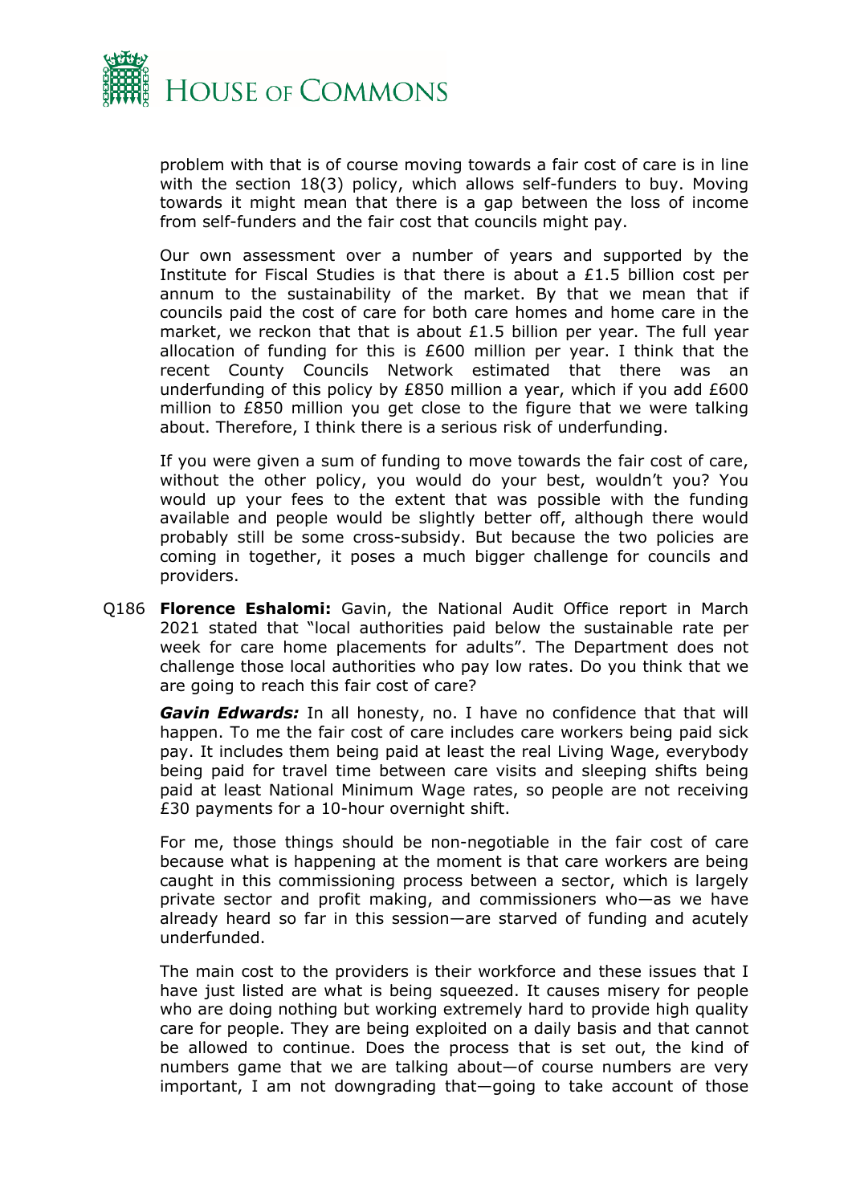problem with that is of course moving towards a fair cost of care is in line with the section 18(3) policy, which allows self-funders to buy. Moving towards it might mean that there is a gap between the loss of income from self-funders and the fair cost that councils might pay.

Our own assessment over a number of years and supported by the Institute for Fiscal Studies is that there is about a £1.5 billion cost per annum to the sustainability of the market. By that we mean that if councils paid the cost of care for both care homes and home care in the market, we reckon that that is about £1.5 billion per year. The full year allocation of funding for this is £600 million per year. I think that the recent County Councils Network estimated that there was an underfunding of this policy by £850 million a year, which if you add £600 million to £850 million you get close to the figure that we were talking about. Therefore, I think there is a serious risk of underfunding.

If you were given a sum of funding to move towards the fair cost of care, without the other policy, you would do your best, wouldn't you? You would up your fees to the extent that was possible with the funding available and people would be slightly better off, although there would probably still be some cross-subsidy. But because the two policies are coming in together, it poses a much bigger challenge for councils and providers.

Q186 **Florence Eshalomi:** Gavin, the National Audit Office report in March 2021 stated that "local authorities paid below the sustainable rate per week for care home placements for adults". The Department does not challenge those local authorities who pay low rates. Do you think that we are going to reach this fair cost of care?

***Gavin Edwards:*** In all honesty, no. I have no confidence that that will happen. To me the fair cost of care includes care workers being paid sick pay. It includes them being paid at least the real Living Wage, everybody being paid for travel time between care visits and sleeping shifts being paid at least National Minimum Wage rates, so people are not receiving £30 payments for a 10-hour overnight shift.

For me, those things should be non-negotiable in the fair cost of care because what is happening at the moment is that care workers are being caught in this commissioning process between a sector, which is largely private sector and profit making, and commissioners who—as we have already heard so far in this session—are starved of funding and acutely underfunded.

The main cost to the providers is their workforce and these issues that I have just listed are what is being squeezed. It causes misery for people who are doing nothing but working extremely hard to provide high quality care for people. They are being exploited on a daily basis and that cannot be allowed to continue. Does the process that is set out, the kind of numbers game that we are talking about—of course numbers are very important, I am not downgrading that—going to take account of those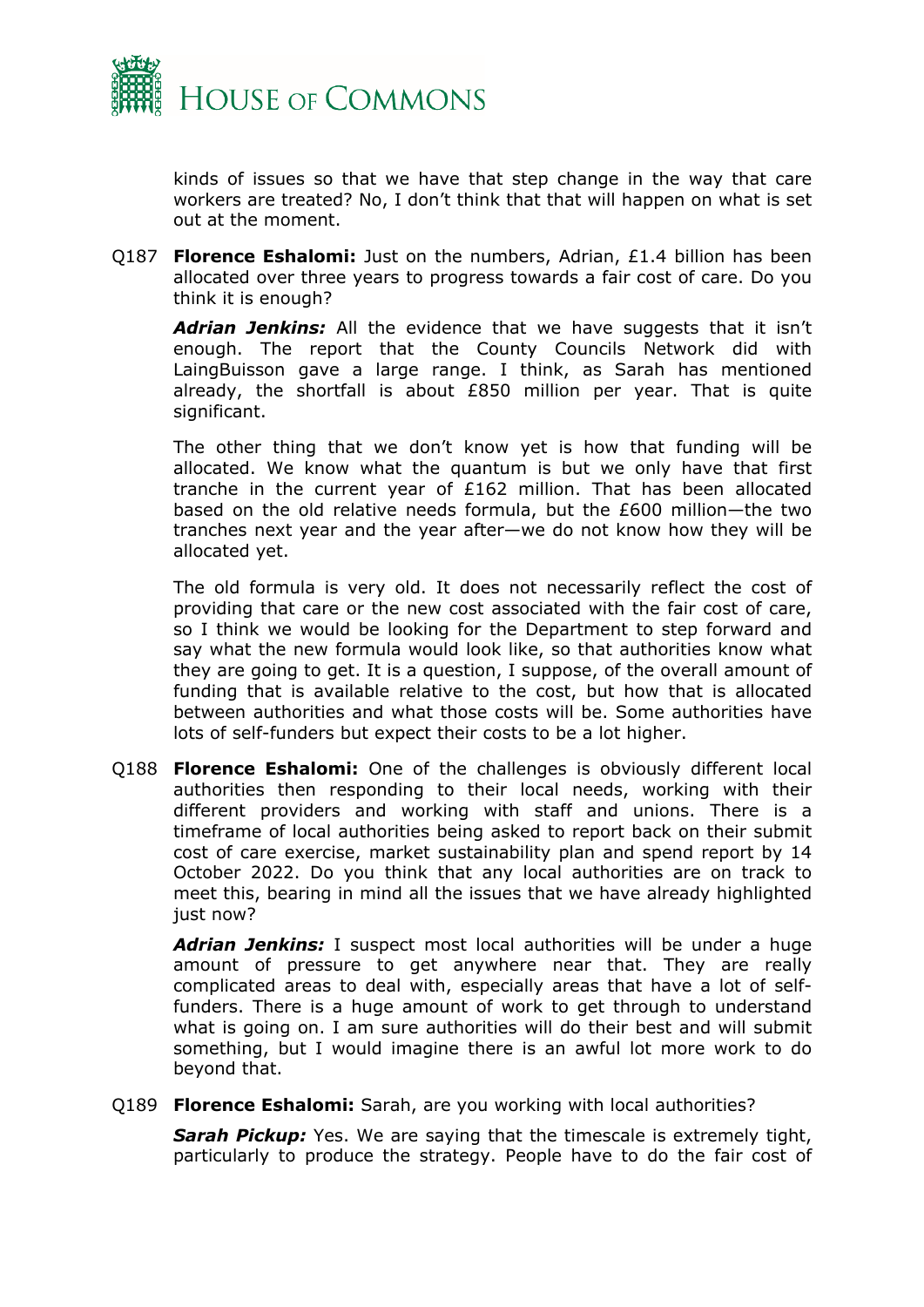kinds of issues so that we have that step change in the way that care workers are treated? No, I don't think that that will happen on what is set out at the moment.

Q187 **Florence Eshalomi:** Just on the numbers, Adrian, £1.4 billion has been allocated over three years to progress towards a fair cost of care. Do you think it is enough?

***Adrian Jenkins:*** All the evidence that we have suggests that it isn't enough. The report that the County Councils Network did with LaingBuisson gave a large range. I think, as Sarah has mentioned already, the shortfall is about £850 million per year. That is quite significant.

The other thing that we don't know yet is how that funding will be allocated. We know what the quantum is but we only have that first tranche in the current year of £162 million. That has been allocated based on the old relative needs formula, but the £600 million—the two tranches next year and the year after—we do not know how they will be allocated yet.

The old formula is very old. It does not necessarily reflect the cost of providing that care or the new cost associated with the fair cost of care, so I think we would be looking for the Department to step forward and say what the new formula would look like, so that authorities know what they are going to get. It is a question, I suppose, of the overall amount of funding that is available relative to the cost, but how that is allocated between authorities and what those costs will be. Some authorities have lots of self-funders but expect their costs to be a lot higher.

Q188 **Florence Eshalomi:** One of the challenges is obviously different local authorities then responding to their local needs, working with their different providers and working with staff and unions. There is a timeframe of local authorities being asked to report back on their submit cost of care exercise, market sustainability plan and spend report by 14 October 2022. Do you think that any local authorities are on track to meet this, bearing in mind all the issues that we have already highlighted just now?

***Adrian Jenkins:*** I suspect most local authorities will be under a huge amount of pressure to get anywhere near that. They are really complicated areas to deal with, especially areas that have a lot of self-funders. There is a huge amount of work to get through to understand what is going on. I am sure authorities will do their best and will submit something, but I would imagine there is an awful lot more work to do beyond that.

Q189 **Florence Eshalomi:** Sarah, are you working with local authorities?

***Sarah Pickup:*** Yes. We are saying that the timescale is extremely tight, particularly to produce the strategy. People have to do the fair cost of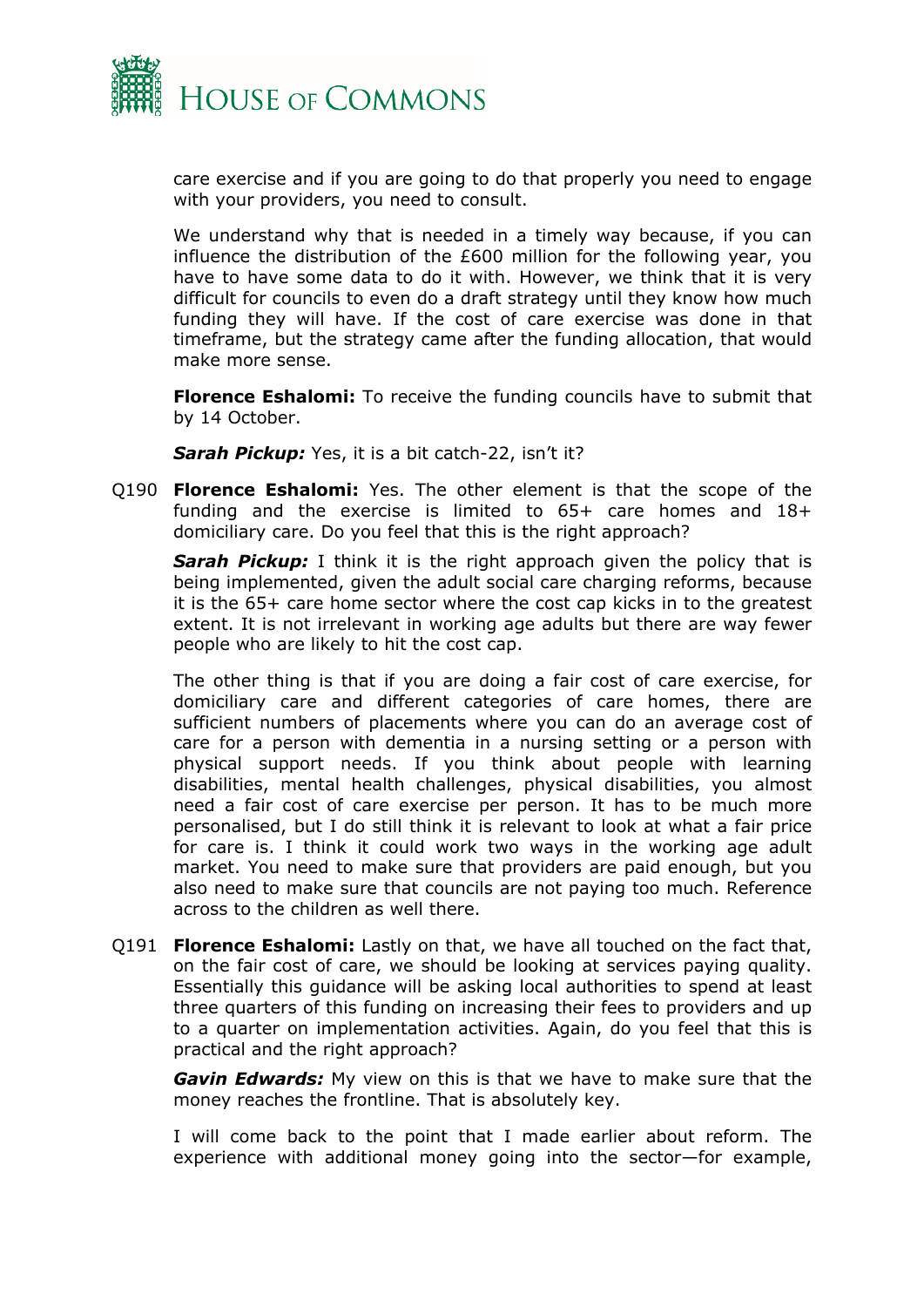care exercise and if you are going to do that properly you need to engage with your providers, you need to consult.

We understand why that is needed in a timely way because, if you can influence the distribution of the £600 million for the following year, you have to have some data to do it with. However, we think that it is very difficult for councils to even do a draft strategy until they know how much funding they will have. If the cost of care exercise was done in that timeframe, but the strategy came after the funding allocation, that would make more sense.

**Florence Eshalomi:** To receive the funding councils have to submit that by 14 October.

***Sarah Pickup:*** Yes, it is a bit catch-22, isn't it?

Q190 **Florence Eshalomi:** Yes. The other element is that the scope of the funding and the exercise is limited to 65+ care homes and 18+ domiciliary care. Do you feel that this is the right approach?

***Sarah Pickup:*** I think it is the right approach given the policy that is being implemented, given the adult social care charging reforms, because it is the 65+ care home sector where the cost cap kicks in to the greatest extent. It is not irrelevant in working age adults but there are way fewer people who are likely to hit the cost cap.

The other thing is that if you are doing a fair cost of care exercise, for domiciliary care and different categories of care homes, there are sufficient numbers of placements where you can do an average cost of care for a person with dementia in a nursing setting or a person with physical support needs. If you think about people with learning disabilities, mental health challenges, physical disabilities, you almost need a fair cost of care exercise per person. It has to be much more personalised, but I do still think it is relevant to look at what a fair price for care is. I think it could work two ways in the working age adult market. You need to make sure that providers are paid enough, but you also need to make sure that councils are not paying too much. Reference across to the children as well there.

Q191 **Florence Eshalomi:** Lastly on that, we have all touched on the fact that, on the fair cost of care, we should be looking at services paying quality. Essentially this guidance will be asking local authorities to spend at least three quarters of this funding on increasing their fees to providers and up to a quarter on implementation activities. Again, do you feel that this is practical and the right approach?

***Gavin Edwards:*** My view on this is that we have to make sure that the money reaches the frontline. That is absolutely key.

I will come back to the point that I made earlier about reform. The experience with additional money going into the sector—for example,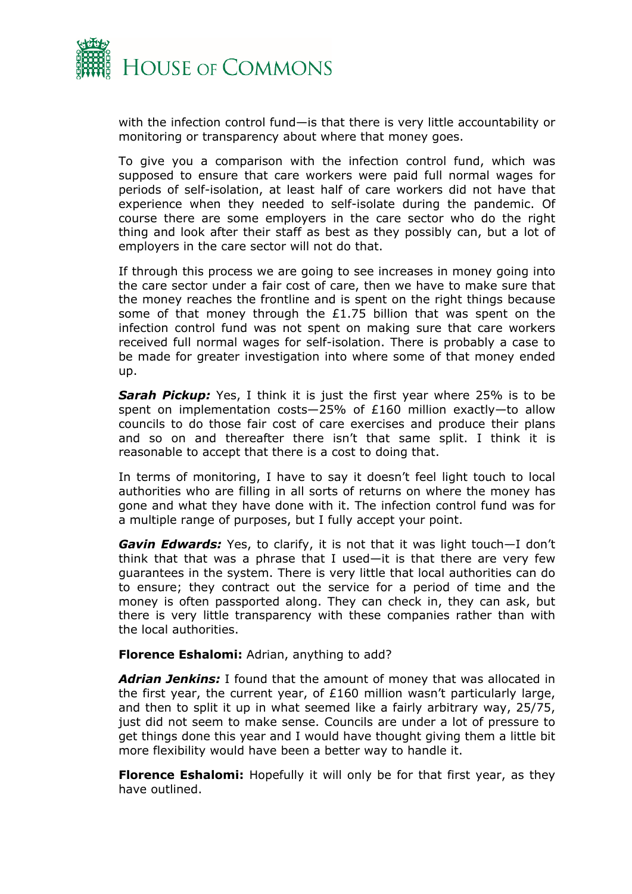with the infection control fund—is that there is very little accountability or monitoring or transparency about where that money goes.

To give you a comparison with the infection control fund, which was supposed to ensure that care workers were paid full normal wages for periods of self-isolation, at least half of care workers did not have that experience when they needed to self-isolate during the pandemic. Of course there are some employers in the care sector who do the right thing and look after their staff as best as they possibly can, but a lot of employers in the care sector will not do that.

If through this process we are going to see increases in money going into the care sector under a fair cost of care, then we have to make sure that the money reaches the frontline and is spent on the right things because some of that money through the £1.75 billion that was spent on the infection control fund was not spent on making sure that care workers received full normal wages for self-isolation. There is probably a case to be made for greater investigation into where some of that money ended up.

***Sarah Pickup:*** Yes, I think it is just the first year where 25% is to be spent on implementation costs—25% of £160 million exactly—to allow councils to do those fair cost of care exercises and produce their plans and so on and thereafter there isn't that same split. I think it is reasonable to accept that there is a cost to doing that.

In terms of monitoring, I have to say it doesn't feel light touch to local authorities who are filling in all sorts of returns on where the money has gone and what they have done with it. The infection control fund was for a multiple range of purposes, but I fully accept your point.

***Gavin Edwards:*** Yes, to clarify, it is not that it was light touch—I don't think that that was a phrase that I used—it is that there are very few guarantees in the system. There is very little that local authorities can do to ensure; they contract out the service for a period of time and the money is often passported along. They can check in, they can ask, but there is very little transparency with these companies rather than with the local authorities.

**Florence Eshalomi:** Adrian, anything to add?

***Adrian Jenkins:*** I found that the amount of money that was allocated in the first year, the current year, of £160 million wasn't particularly large, and then to split it up in what seemed like a fairly arbitrary way, 25/75, just did not seem to make sense. Councils are under a lot of pressure to get things done this year and I would have thought giving them a little bit more flexibility would have been a better way to handle it.

**Florence Eshalomi:** Hopefully it will only be for that first year, as they have outlined.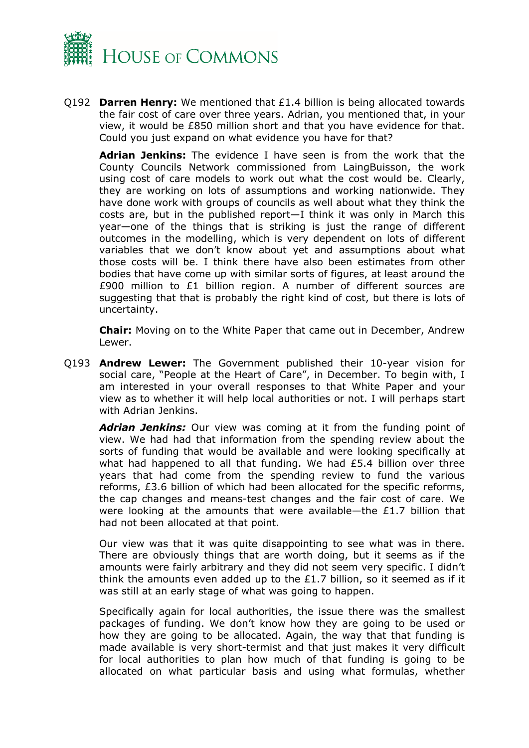Q192 **Darren Henry:** We mentioned that £1.4 billion is being allocated towards the fair cost of care over three years. Adrian, you mentioned that, in your view, it would be £850 million short and that you have evidence for that. Could you just expand on what evidence you have for that?

**Adrian Jenkins:** The evidence I have seen is from the work that the County Councils Network commissioned from LaingBuisson, the work using cost of care models to work out what the cost would be. Clearly, they are working on lots of assumptions and working nationwide. They have done work with groups of councils as well about what they think the costs are, but in the published report—I think it was only in March this year—one of the things that is striking is just the range of different outcomes in the modelling, which is very dependent on lots of different variables that we don't know about yet and assumptions about what those costs will be. I think there have also been estimates from other bodies that have come up with similar sorts of figures, at least around the £900 million to £1 billion region. A number of different sources are suggesting that that is probably the right kind of cost, but there is lots of uncertainty.

**Chair:** Moving on to the White Paper that came out in December, Andrew Lewer.

Q193 **Andrew Lewer:** The Government published their 10-year vision for social care, "People at the Heart of Care", in December. To begin with, I am interested in your overall responses to that White Paper and your view as to whether it will help local authorities or not. I will perhaps start with Adrian Jenkins.

***Adrian Jenkins:*** Our view was coming at it from the funding point of view. We had had that information from the spending review about the sorts of funding that would be available and were looking specifically at what had happened to all that funding. We had £5.4 billion over three years that had come from the spending review to fund the various reforms, £3.6 billion of which had been allocated for the specific reforms, the cap changes and means-test changes and the fair cost of care. We were looking at the amounts that were available—the £1.7 billion that had not been allocated at that point.

Our view was that it was quite disappointing to see what was in there. There are obviously things that are worth doing, but it seems as if the amounts were fairly arbitrary and they did not seem very specific. I didn't think the amounts even added up to the £1.7 billion, so it seemed as if it was still at an early stage of what was going to happen.

Specifically again for local authorities, the issue there was the smallest packages of funding. We don't know how they are going to be used or how they are going to be allocated. Again, the way that that funding is made available is very short-termist and that just makes it very difficult for local authorities to plan how much of that funding is going to be allocated on what particular basis and using what formulas, whether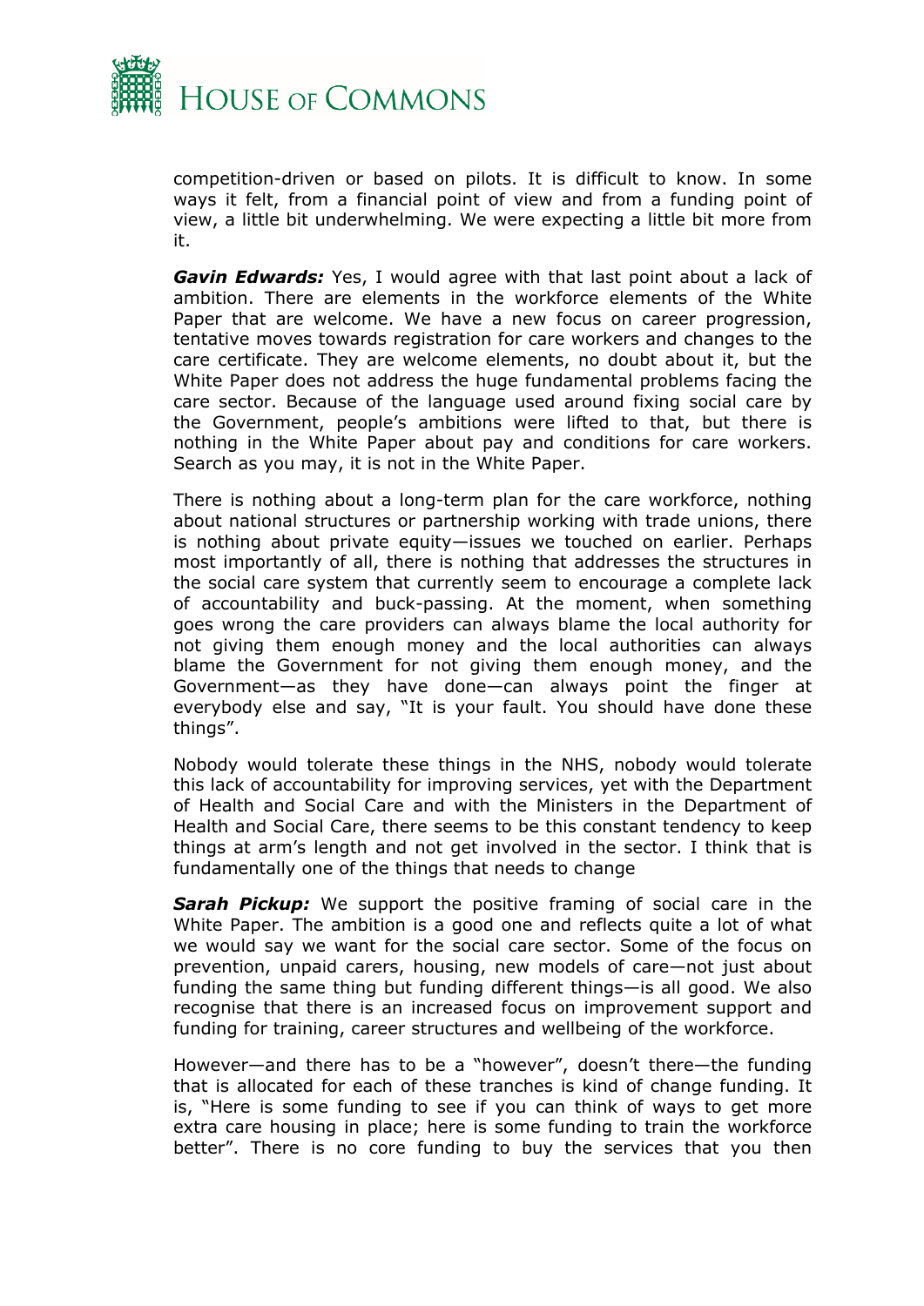competition-driven or based on pilots. It is difficult to know. In some ways it felt, from a financial point of view and from a funding point of view, a little bit underwhelming. We were expecting a little bit more from it.

***Gavin Edwards:*** Yes, I would agree with that last point about a lack of ambition. There are elements in the workforce elements of the White Paper that are welcome. We have a new focus on career progression, tentative moves towards registration for care workers and changes to the care certificate. They are welcome elements, no doubt about it, but the White Paper does not address the huge fundamental problems facing the care sector. Because of the language used around fixing social care by the Government, people's ambitions were lifted to that, but there is nothing in the White Paper about pay and conditions for care workers. Search as you may, it is not in the White Paper.

There is nothing about a long-term plan for the care workforce, nothing about national structures or partnership working with trade unions, there is nothing about private equity—issues we touched on earlier. Perhaps most importantly of all, there is nothing that addresses the structures in the social care system that currently seem to encourage a complete lack of accountability and buck-passing. At the moment, when something goes wrong the care providers can always blame the local authority for not giving them enough money and the local authorities can always blame the Government for not giving them enough money, and the Government—as they have done—can always point the finger at everybody else and say, "It is your fault. You should have done these things".

Nobody would tolerate these things in the NHS, nobody would tolerate this lack of accountability for improving services, yet with the Department of Health and Social Care and with the Ministers in the Department of Health and Social Care, there seems to be this constant tendency to keep things at arm's length and not get involved in the sector. I think that is fundamentally one of the things that needs to change

***Sarah Pickup:*** We support the positive framing of social care in the White Paper. The ambition is a good one and reflects quite a lot of what we would say we want for the social care sector. Some of the focus on prevention, unpaid carers, housing, new models of care—not just about funding the same thing but funding different things—is all good. We also recognise that there is an increased focus on improvement support and funding for training, career structures and wellbeing of the workforce.

However—and there has to be a "however", doesn't there—the funding that is allocated for each of these tranches is kind of change funding. It is, "Here is some funding to see if you can think of ways to get more extra care housing in place; here is some funding to train the workforce better". There is no core funding to buy the services that you then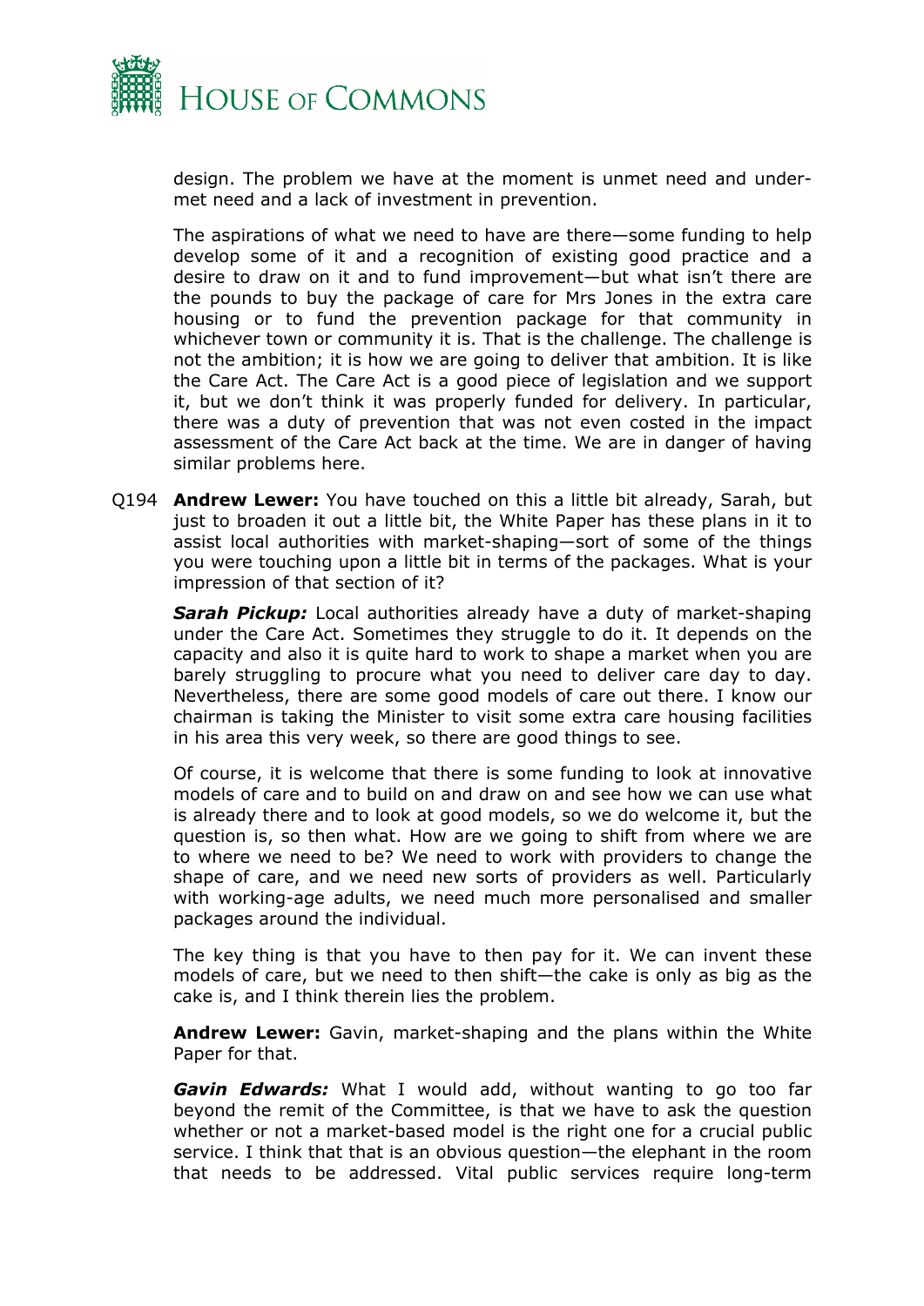design. The problem we have at the moment is unmet need and under-met need and a lack of investment in prevention.

The aspirations of what we need to have are there—some funding to help develop some of it and a recognition of existing good practice and a desire to draw on it and to fund improvement—but what isn't there are the pounds to buy the package of care for Mrs Jones in the extra care housing or to fund the prevention package for that community in whichever town or community it is. That is the challenge. The challenge is not the ambition; it is how we are going to deliver that ambition. It is like the Care Act. The Care Act is a good piece of legislation and we support it, but we don't think it was properly funded for delivery. In particular, there was a duty of prevention that was not even costed in the impact assessment of the Care Act back at the time. We are in danger of having similar problems here.

Q194 **Andrew Lewer:** You have touched on this a little bit already, Sarah, but just to broaden it out a little bit, the White Paper has these plans in it to assist local authorities with market-shaping—sort of some of the things you were touching upon a little bit in terms of the packages. What is your impression of that section of it?

***Sarah Pickup:*** Local authorities already have a duty of market-shaping under the Care Act. Sometimes they struggle to do it. It depends on the capacity and also it is quite hard to work to shape a market when you are barely struggling to procure what you need to deliver care day to day. Nevertheless, there are some good models of care out there. I know our chairman is taking the Minister to visit some extra care housing facilities in his area this very week, so there are good things to see.

Of course, it is welcome that there is some funding to look at innovative models of care and to build on and draw on and see how we can use what is already there and to look at good models, so we do welcome it, but the question is, so then what. How are we going to shift from where we are to where we need to be? We need to work with providers to change the shape of care, and we need new sorts of providers as well. Particularly with working-age adults, we need much more personalised and smaller packages around the individual.

The key thing is that you have to then pay for it. We can invent these models of care, but we need to then shift—the cake is only as big as the cake is, and I think therein lies the problem.

**Andrew Lewer:** Gavin, market-shaping and the plans within the White Paper for that.

***Gavin Edwards:*** What I would add, without wanting to go too far beyond the remit of the Committee, is that we have to ask the question whether or not a market-based model is the right one for a crucial public service. I think that that is an obvious question—the elephant in the room that needs to be addressed. Vital public services require long-term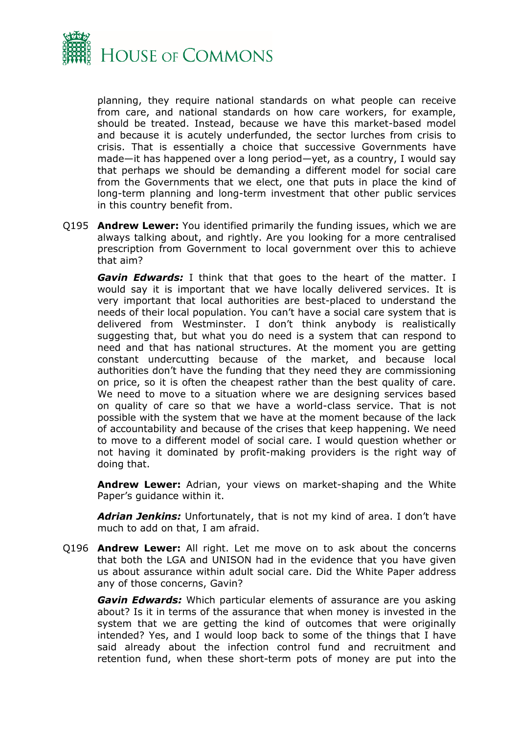planning, they require national standards on what people can receive from care, and national standards on how care workers, for example, should be treated. Instead, because we have this market-based model and because it is acutely underfunded, the sector lurches from crisis to crisis. That is essentially a choice that successive Governments have made—it has happened over a long period—yet, as a country, I would say that perhaps we should be demanding a different model for social care from the Governments that we elect, one that puts in place the kind of long-term planning and long-term investment that other public services in this country benefit from.

Q195 **Andrew Lewer:** You identified primarily the funding issues, which we are always talking about, and rightly. Are you looking for a more centralised prescription from Government to local government over this to achieve that aim?

***Gavin Edwards:*** I think that that goes to the heart of the matter. I would say it is important that we have locally delivered services. It is very important that local authorities are best-placed to understand the needs of their local population. You can't have a social care system that is delivered from Westminster. I don't think anybody is realistically suggesting that, but what you do need is a system that can respond to need and that has national structures. At the moment you are getting constant undercutting because of the market, and because local authorities don't have the funding that they need they are commissioning on price, so it is often the cheapest rather than the best quality of care. We need to move to a situation where we are designing services based on quality of care so that we have a world-class service. That is not possible with the system that we have at the moment because of the lack of accountability and because of the crises that keep happening. We need to move to a different model of social care. I would question whether or not having it dominated by profit-making providers is the right way of doing that.

**Andrew Lewer:** Adrian, your views on market-shaping and the White Paper's guidance within it.

***Adrian Jenkins:*** Unfortunately, that is not my kind of area. I don't have much to add on that, I am afraid.

Q196 **Andrew Lewer:** All right. Let me move on to ask about the concerns that both the LGA and UNISON had in the evidence that you have given us about assurance within adult social care. Did the White Paper address any of those concerns, Gavin?

***Gavin Edwards:*** Which particular elements of assurance are you asking about? Is it in terms of the assurance that when money is invested in the system that we are getting the kind of outcomes that were originally intended? Yes, and I would loop back to some of the things that I have said already about the infection control fund and recruitment and retention fund, when these short-term pots of money are put into the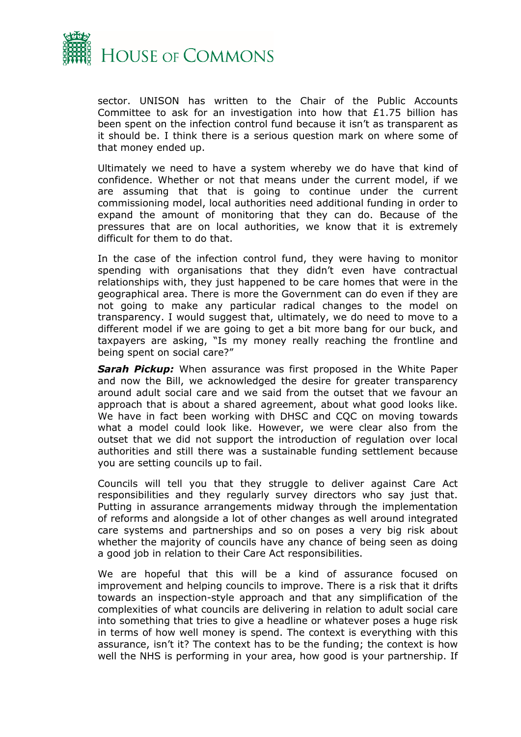sector. UNISON has written to the Chair of the Public Accounts Committee to ask for an investigation into how that £1.75 billion has been spent on the infection control fund because it isn't as transparent as it should be. I think there is a serious question mark on where some of that money ended up.

Ultimately we need to have a system whereby we do have that kind of confidence. Whether or not that means under the current model, if we are assuming that that is going to continue under the current commissioning model, local authorities need additional funding in order to expand the amount of monitoring that they can do. Because of the pressures that are on local authorities, we know that it is extremely difficult for them to do that.

In the case of the infection control fund, they were having to monitor spending with organisations that they didn't even have contractual relationships with, they just happened to be care homes that were in the geographical area. There is more the Government can do even if they are not going to make any particular radical changes to the model on transparency. I would suggest that, ultimately, we do need to move to a different model if we are going to get a bit more bang for our buck, and taxpayers are asking, "Is my money really reaching the frontline and being spent on social care?"

***Sarah Pickup:*** When assurance was first proposed in the White Paper and now the Bill, we acknowledged the desire for greater transparency around adult social care and we said from the outset that we favour an approach that is about a shared agreement, about what good looks like. We have in fact been working with DHSC and CQC on moving towards what a model could look like. However, we were clear also from the outset that we did not support the introduction of regulation over local authorities and still there was a sustainable funding settlement because you are setting councils up to fail.

Councils will tell you that they struggle to deliver against Care Act responsibilities and they regularly survey directors who say just that. Putting in assurance arrangements midway through the implementation of reforms and alongside a lot of other changes as well around integrated care systems and partnerships and so on poses a very big risk about whether the majority of councils have any chance of being seen as doing a good job in relation to their Care Act responsibilities.

We are hopeful that this will be a kind of assurance focused on improvement and helping councils to improve. There is a risk that it drifts towards an inspection-style approach and that any simplification of the complexities of what councils are delivering in relation to adult social care into something that tries to give a headline or whatever poses a huge risk in terms of how well money is spend. The context is everything with this assurance, isn't it? The context has to be the funding; the context is how well the NHS is performing in your area, how good is your partnership. If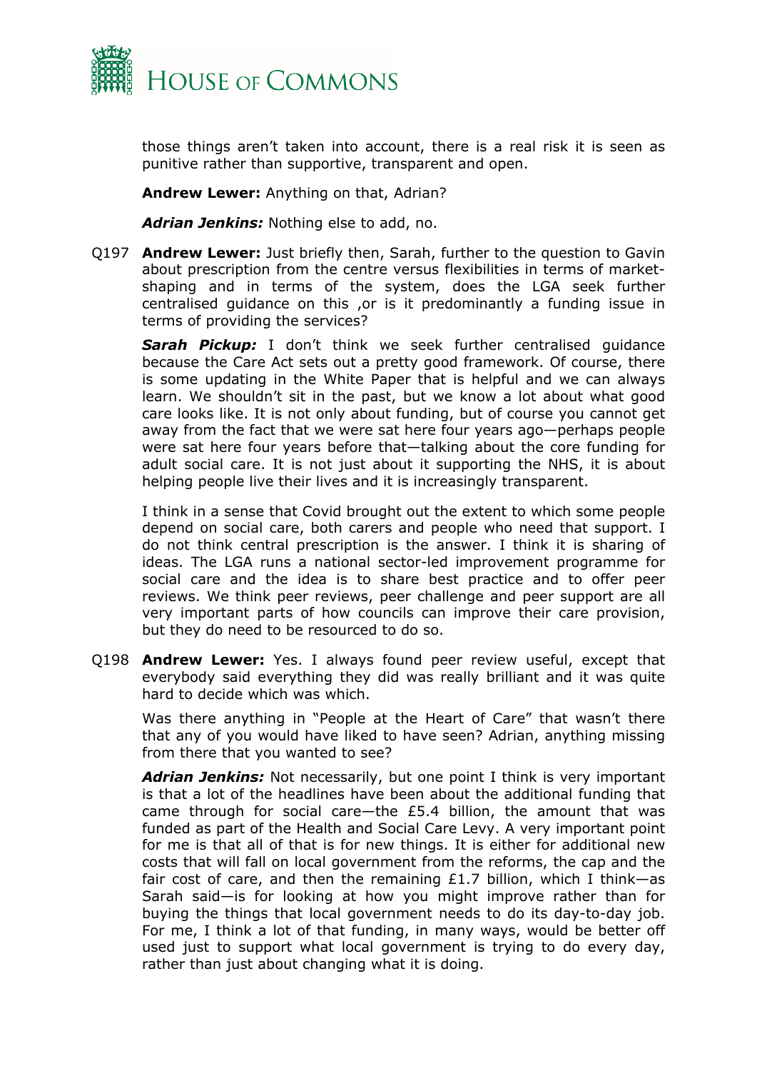those things aren't taken into account, there is a real risk it is seen as punitive rather than supportive, transparent and open.

**Andrew Lewer:** Anything on that, Adrian?

***Adrian Jenkins:*** Nothing else to add, no.

Q197 **Andrew Lewer:** Just briefly then, Sarah, further to the question to Gavin about prescription from the centre versus flexibilities in terms of market-shaping and in terms of the system, does the LGA seek further centralised guidance on this ,or is it predominantly a funding issue in terms of providing the services?

***Sarah Pickup:*** I don't think we seek further centralised guidance because the Care Act sets out a pretty good framework. Of course, there is some updating in the White Paper that is helpful and we can always learn. We shouldn't sit in the past, but we know a lot about what good care looks like. It is not only about funding, but of course you cannot get away from the fact that we were sat here four years ago—perhaps people were sat here four years before that—talking about the core funding for adult social care. It is not just about it supporting the NHS, it is about helping people live their lives and it is increasingly transparent.

I think in a sense that Covid brought out the extent to which some people depend on social care, both carers and people who need that support. I do not think central prescription is the answer. I think it is sharing of ideas. The LGA runs a national sector-led improvement programme for social care and the idea is to share best practice and to offer peer reviews. We think peer reviews, peer challenge and peer support are all very important parts of how councils can improve their care provision, but they do need to be resourced to do so.

Q198 **Andrew Lewer:** Yes. I always found peer review useful, except that everybody said everything they did was really brilliant and it was quite hard to decide which was which.

Was there anything in "People at the Heart of Care" that wasn't there that any of you would have liked to have seen? Adrian, anything missing from there that you wanted to see?

***Adrian Jenkins:*** Not necessarily, but one point I think is very important is that a lot of the headlines have been about the additional funding that came through for social care—the £5.4 billion, the amount that was funded as part of the Health and Social Care Levy. A very important point for me is that all of that is for new things. It is either for additional new costs that will fall on local government from the reforms, the cap and the fair cost of care, and then the remaining £1.7 billion, which I think—as Sarah said—is for looking at how you might improve rather than for buying the things that local government needs to do its day-to-day job. For me, I think a lot of that funding, in many ways, would be better off used just to support what local government is trying to do every day, rather than just about changing what it is doing.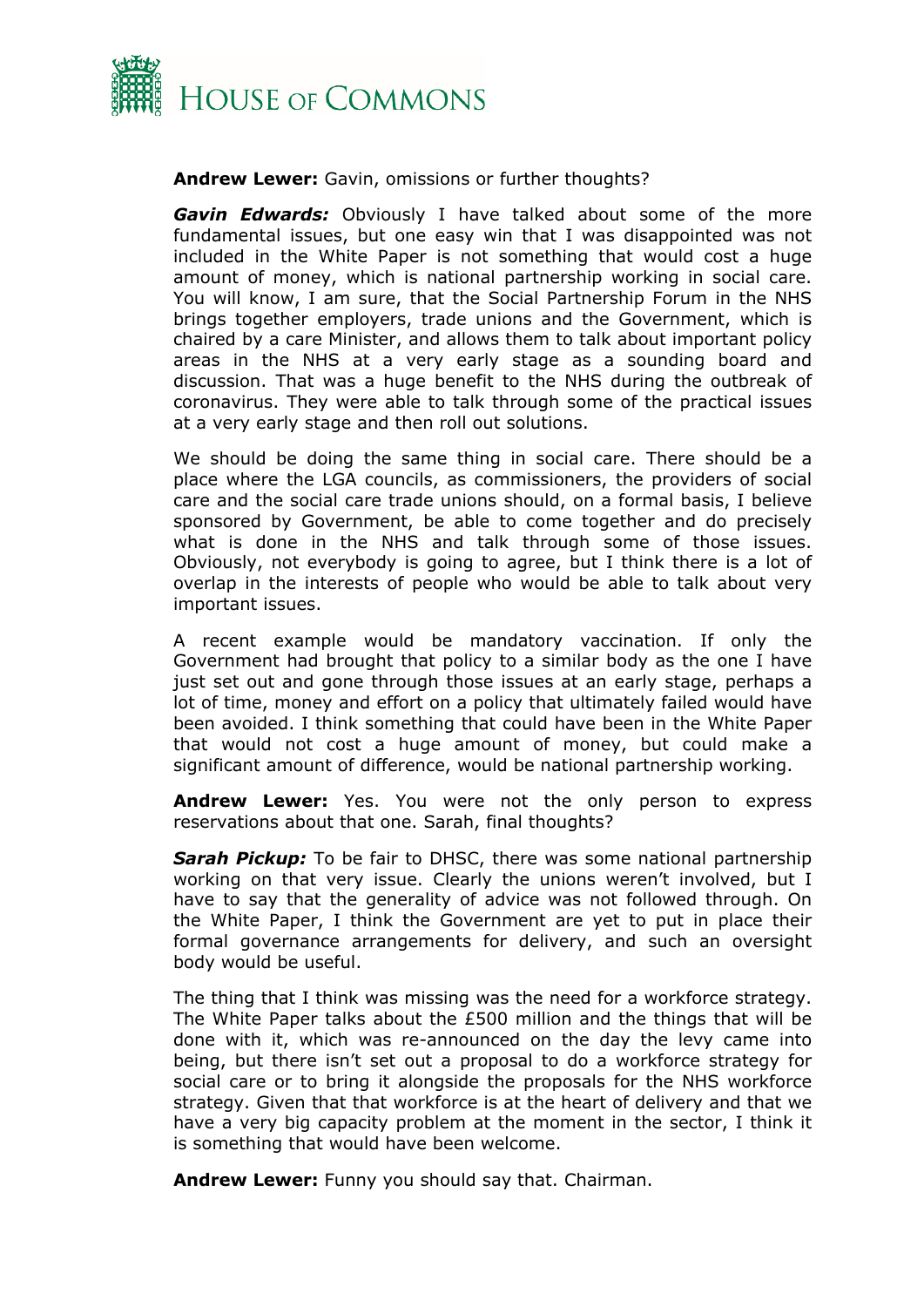**Andrew Lewer:** Gavin, omissions or further thoughts?

***Gavin Edwards:*** Obviously I have talked about some of the more fundamental issues, but one easy win that I was disappointed was not included in the White Paper is not something that would cost a huge amount of money, which is national partnership working in social care. You will know, I am sure, that the Social Partnership Forum in the NHS brings together employers, trade unions and the Government, which is chaired by a care Minister, and allows them to talk about important policy areas in the NHS at a very early stage as a sounding board and discussion. That was a huge benefit to the NHS during the outbreak of coronavirus. They were able to talk through some of the practical issues at a very early stage and then roll out solutions.

We should be doing the same thing in social care. There should be a place where the LGA councils, as commissioners, the providers of social care and the social care trade unions should, on a formal basis, I believe sponsored by Government, be able to come together and do precisely what is done in the NHS and talk through some of those issues. Obviously, not everybody is going to agree, but I think there is a lot of overlap in the interests of people who would be able to talk about very important issues.

A recent example would be mandatory vaccination. If only the Government had brought that policy to a similar body as the one I have just set out and gone through those issues at an early stage, perhaps a lot of time, money and effort on a policy that ultimately failed would have been avoided. I think something that could have been in the White Paper that would not cost a huge amount of money, but could make a significant amount of difference, would be national partnership working.

**Andrew Lewer:** Yes. You were not the only person to express reservations about that one. Sarah, final thoughts?

***Sarah Pickup:*** To be fair to DHSC, there was some national partnership working on that very issue. Clearly the unions weren't involved, but I have to say that the generality of advice was not followed through. On the White Paper, I think the Government are yet to put in place their formal governance arrangements for delivery, and such an oversight body would be useful.

The thing that I think was missing was the need for a workforce strategy. The White Paper talks about the £500 million and the things that will be done with it, which was re-announced on the day the levy came into being, but there isn't set out a proposal to do a workforce strategy for social care or to bring it alongside the proposals for the NHS workforce strategy. Given that that workforce is at the heart of delivery and that we have a very big capacity problem at the moment in the sector, I think it is something that would have been welcome.

**Andrew Lewer:** Funny you should say that. Chairman.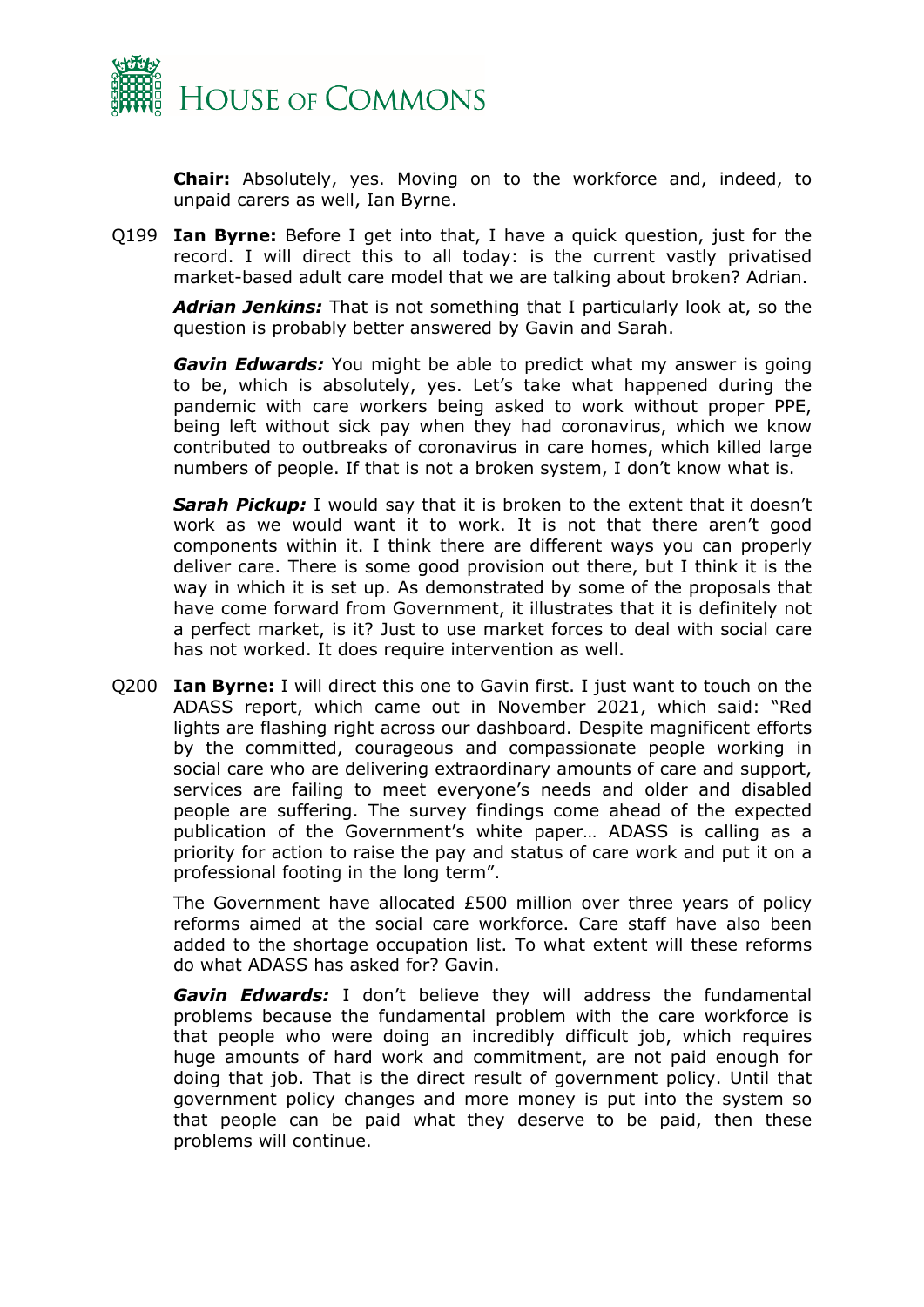**Chair:** Absolutely, yes. Moving on to the workforce and, indeed, to unpaid carers as well, Ian Byrne.

Q199 **Ian Byrne:** Before I get into that, I have a quick question, just for the record. I will direct this to all today: is the current vastly privatised market-based adult care model that we are talking about broken? Adrian.

***Adrian Jenkins:*** That is not something that I particularly look at, so the question is probably better answered by Gavin and Sarah.

***Gavin Edwards:*** You might be able to predict what my answer is going to be, which is absolutely, yes. Let's take what happened during the pandemic with care workers being asked to work without proper PPE, being left without sick pay when they had coronavirus, which we know contributed to outbreaks of coronavirus in care homes, which killed large numbers of people. If that is not a broken system, I don't know what is.

***Sarah Pickup:*** I would say that it is broken to the extent that it doesn't work as we would want it to work. It is not that there aren't good components within it. I think there are different ways you can properly deliver care. There is some good provision out there, but I think it is the way in which it is set up. As demonstrated by some of the proposals that have come forward from Government, it illustrates that it is definitely not a perfect market, is it? Just to use market forces to deal with social care has not worked. It does require intervention as well.

Q200 **Ian Byrne:** I will direct this one to Gavin first. I just want to touch on the ADASS report, which came out in November 2021, which said: "Red lights are flashing right across our dashboard. Despite magnificent efforts by the committed, courageous and compassionate people working in social care who are delivering extraordinary amounts of care and support, services are failing to meet everyone's needs and older and disabled people are suffering. The survey findings come ahead of the expected publication of the Government's white paper… ADASS is calling as a priority for action to raise the pay and status of care work and put it on a professional footing in the long term".

The Government have allocated £500 million over three years of policy reforms aimed at the social care workforce. Care staff have also been added to the shortage occupation list. To what extent will these reforms do what ADASS has asked for? Gavin.

***Gavin Edwards:*** I don't believe they will address the fundamental problems because the fundamental problem with the care workforce is that people who were doing an incredibly difficult job, which requires huge amounts of hard work and commitment, are not paid enough for doing that job. That is the direct result of government policy. Until that government policy changes and more money is put into the system so that people can be paid what they deserve to be paid, then these problems will continue.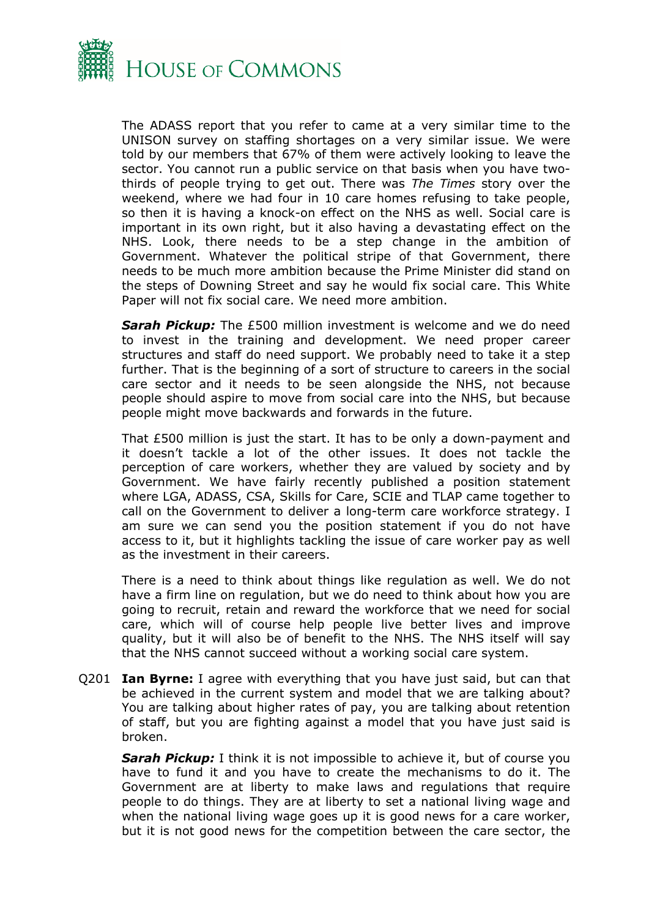The ADASS report that you refer to came at a very similar time to the UNISON survey on staffing shortages on a very similar issue. We were told by our members that 67% of them were actively looking to leave the sector. You cannot run a public service on that basis when you have two-thirds of people trying to get out. There was *The Times* story over the weekend, where we had four in 10 care homes refusing to take people, so then it is having a knock-on effect on the NHS as well. Social care is important in its own right, but it also having a devastating effect on the NHS. Look, there needs to be a step change in the ambition of Government. Whatever the political stripe of that Government, there needs to be much more ambition because the Prime Minister did stand on the steps of Downing Street and say he would fix social care. This White Paper will not fix social care. We need more ambition.

***Sarah Pickup:*** The £500 million investment is welcome and we do need to invest in the training and development. We need proper career structures and staff do need support. We probably need to take it a step further. That is the beginning of a sort of structure to careers in the social care sector and it needs to be seen alongside the NHS, not because people should aspire to move from social care into the NHS, but because people might move backwards and forwards in the future.

That £500 million is just the start. It has to be only a down-payment and it doesn't tackle a lot of the other issues. It does not tackle the perception of care workers, whether they are valued by society and by Government. We have fairly recently published a position statement where LGA, ADASS, CSA, Skills for Care, SCIE and TLAP came together to call on the Government to deliver a long-term care workforce strategy. I am sure we can send you the position statement if you do not have access to it, but it highlights tackling the issue of care worker pay as well as the investment in their careers.

There is a need to think about things like regulation as well. We do not have a firm line on regulation, but we do need to think about how you are going to recruit, retain and reward the workforce that we need for social care, which will of course help people live better lives and improve quality, but it will also be of benefit to the NHS. The NHS itself will say that the NHS cannot succeed without a working social care system.

Q201 **Ian Byrne:** I agree with everything that you have just said, but can that be achieved in the current system and model that we are talking about? You are talking about higher rates of pay, you are talking about retention of staff, but you are fighting against a model that you have just said is broken.

***Sarah Pickup:*** I think it is not impossible to achieve it, but of course you have to fund it and you have to create the mechanisms to do it. The Government are at liberty to make laws and regulations that require people to do things. They are at liberty to set a national living wage and when the national living wage goes up it is good news for a care worker, but it is not good news for the competition between the care sector, the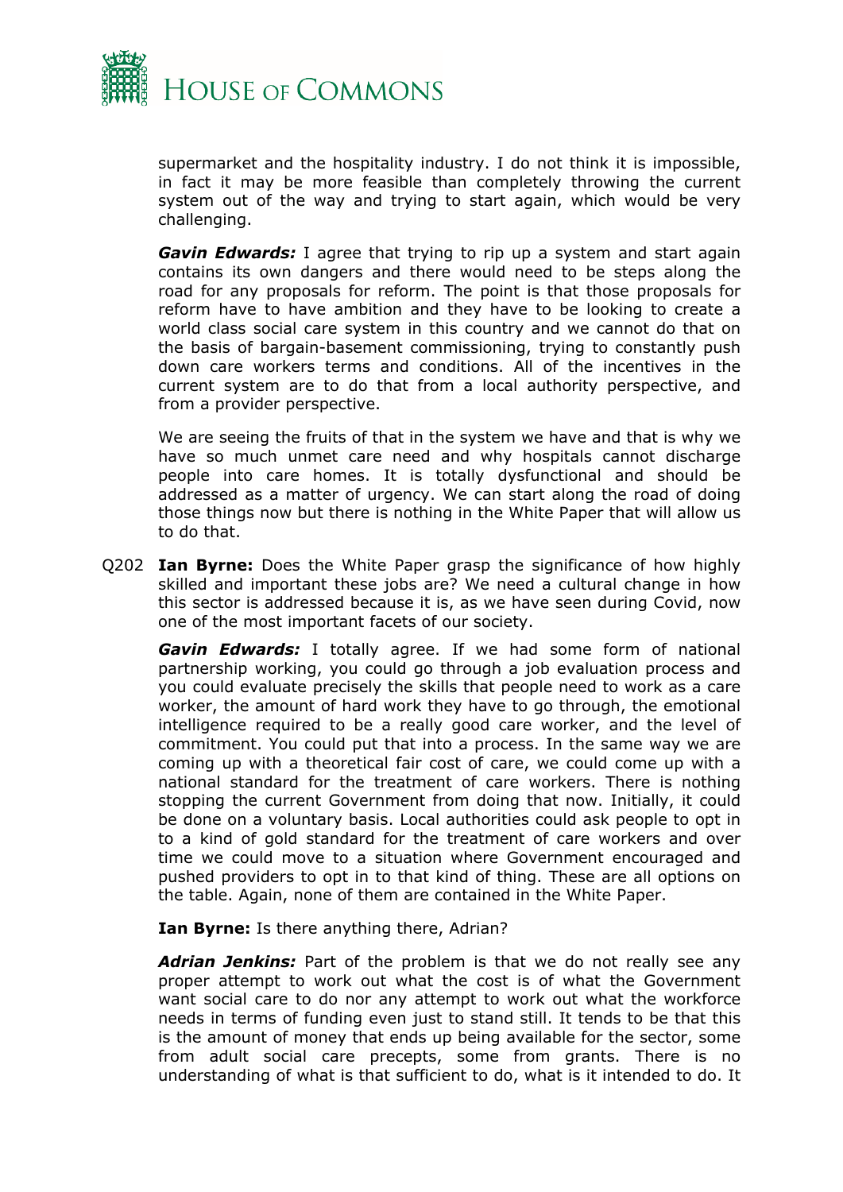supermarket and the hospitality industry. I do not think it is impossible, in fact it may be more feasible than completely throwing the current system out of the way and trying to start again, which would be very challenging.

***Gavin Edwards:*** I agree that trying to rip up a system and start again contains its own dangers and there would need to be steps along the road for any proposals for reform. The point is that those proposals for reform have to have ambition and they have to be looking to create a world class social care system in this country and we cannot do that on the basis of bargain-basement commissioning, trying to constantly push down care workers terms and conditions. All of the incentives in the current system are to do that from a local authority perspective, and from a provider perspective.

We are seeing the fruits of that in the system we have and that is why we have so much unmet care need and why hospitals cannot discharge people into care homes. It is totally dysfunctional and should be addressed as a matter of urgency. We can start along the road of doing those things now but there is nothing in the White Paper that will allow us to do that.

Q202 **Ian Byrne:** Does the White Paper grasp the significance of how highly skilled and important these jobs are? We need a cultural change in how this sector is addressed because it is, as we have seen during Covid, now one of the most important facets of our society.

***Gavin Edwards:*** I totally agree. If we had some form of national partnership working, you could go through a job evaluation process and you could evaluate precisely the skills that people need to work as a care worker, the amount of hard work they have to go through, the emotional intelligence required to be a really good care worker, and the level of commitment. You could put that into a process. In the same way we are coming up with a theoretical fair cost of care, we could come up with a national standard for the treatment of care workers. There is nothing stopping the current Government from doing that now. Initially, it could be done on a voluntary basis. Local authorities could ask people to opt in to a kind of gold standard for the treatment of care workers and over time we could move to a situation where Government encouraged and pushed providers to opt in to that kind of thing. These are all options on the table. Again, none of them are contained in the White Paper.

**Ian Byrne:** Is there anything there, Adrian?

***Adrian Jenkins:*** Part of the problem is that we do not really see any proper attempt to work out what the cost is of what the Government want social care to do nor any attempt to work out what the workforce needs in terms of funding even just to stand still. It tends to be that this is the amount of money that ends up being available for the sector, some from adult social care precepts, some from grants. There is no understanding of what is that sufficient to do, what is it intended to do. It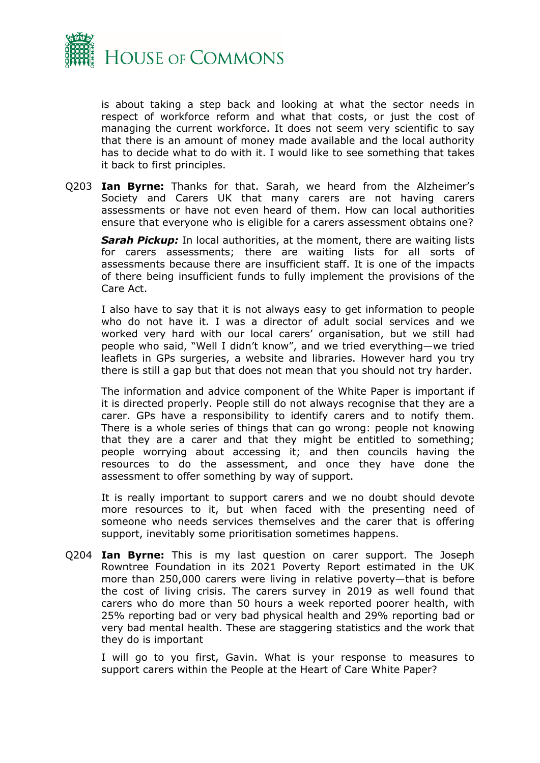is about taking a step back and looking at what the sector needs in respect of workforce reform and what that costs, or just the cost of managing the current workforce. It does not seem very scientific to say that there is an amount of money made available and the local authority has to decide what to do with it. I would like to see something that takes it back to first principles.

Q203 **Ian Byrne:** Thanks for that. Sarah, we heard from the Alzheimer's Society and Carers UK that many carers are not having carers assessments or have not even heard of them. How can local authorities ensure that everyone who is eligible for a carers assessment obtains one?

***Sarah Pickup:*** In local authorities, at the moment, there are waiting lists for carers assessments; there are waiting lists for all sorts of assessments because there are insufficient staff. It is one of the impacts of there being insufficient funds to fully implement the provisions of the Care Act.

I also have to say that it is not always easy to get information to people who do not have it. I was a director of adult social services and we worked very hard with our local carers' organisation, but we still had people who said, "Well I didn't know", and we tried everything—we tried leaflets in GPs surgeries, a website and libraries. However hard you try there is still a gap but that does not mean that you should not try harder.

The information and advice component of the White Paper is important if it is directed properly. People still do not always recognise that they are a carer. GPs have a responsibility to identify carers and to notify them. There is a whole series of things that can go wrong: people not knowing that they are a carer and that they might be entitled to something; people worrying about accessing it; and then councils having the resources to do the assessment, and once they have done the assessment to offer something by way of support.

It is really important to support carers and we no doubt should devote more resources to it, but when faced with the presenting need of someone who needs services themselves and the carer that is offering support, inevitably some prioritisation sometimes happens.

Q204 **Ian Byrne:** This is my last question on carer support. The Joseph Rowntree Foundation in its 2021 Poverty Report estimated in the UK more than 250,000 carers were living in relative poverty—that is before the cost of living crisis. The carers survey in 2019 as well found that carers who do more than 50 hours a week reported poorer health, with 25% reporting bad or very bad physical health and 29% reporting bad or very bad mental health. These are staggering statistics and the work that they do is important

I will go to you first, Gavin. What is your response to measures to support carers within the People at the Heart of Care White Paper?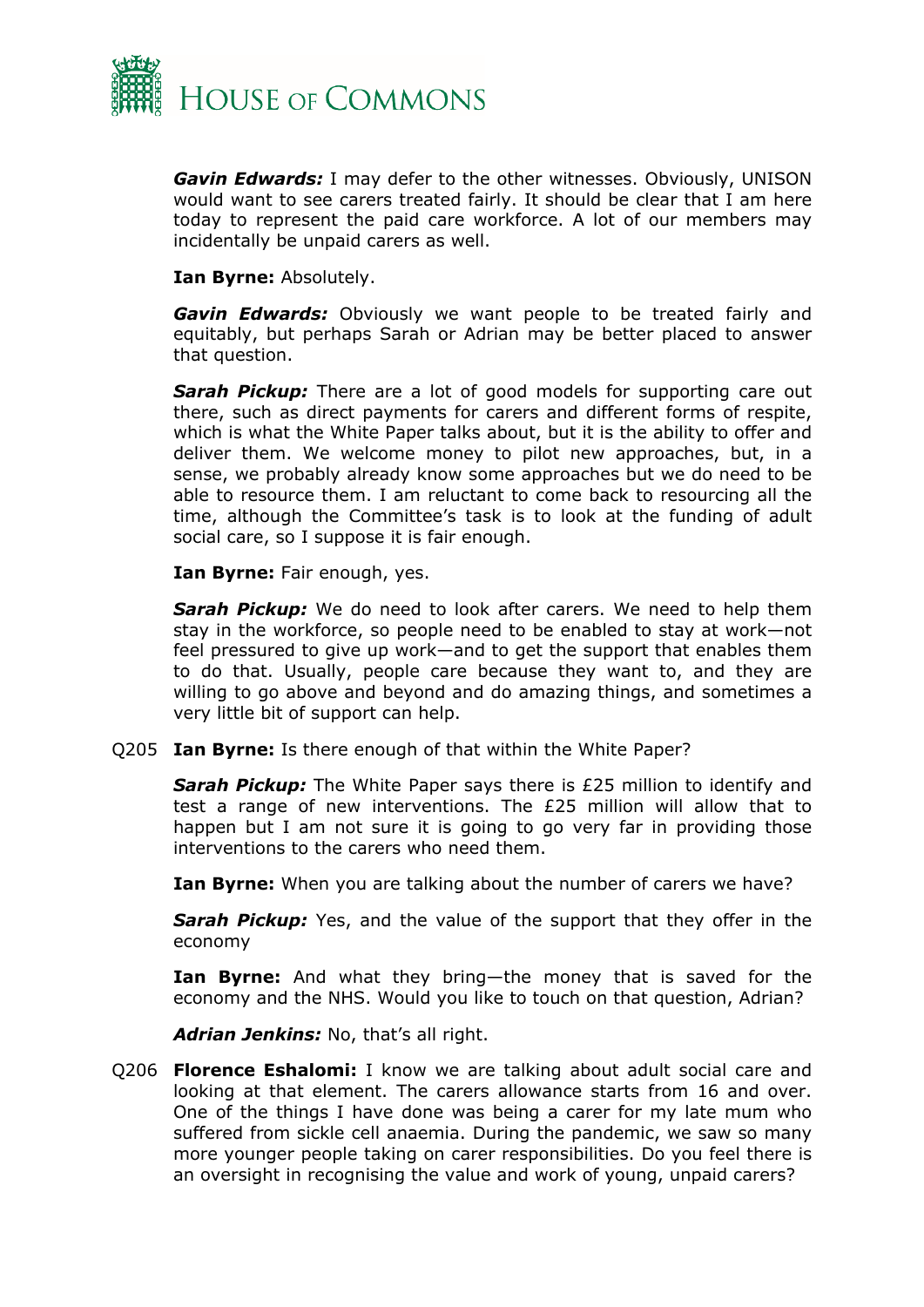***Gavin Edwards:*** I may defer to the other witnesses. Obviously, UNISON would want to see carers treated fairly. It should be clear that I am here today to represent the paid care workforce. A lot of our members may incidentally be unpaid carers as well.

**Ian Byrne:** Absolutely.

***Gavin Edwards:*** Obviously we want people to be treated fairly and equitably, but perhaps Sarah or Adrian may be better placed to answer that question.

***Sarah Pickup:*** There are a lot of good models for supporting care out there, such as direct payments for carers and different forms of respite, which is what the White Paper talks about, but it is the ability to offer and deliver them. We welcome money to pilot new approaches, but, in a sense, we probably already know some approaches but we do need to be able to resource them. I am reluctant to come back to resourcing all the time, although the Committee's task is to look at the funding of adult social care, so I suppose it is fair enough.

**Ian Byrne:** Fair enough, yes.

***Sarah Pickup:*** We do need to look after carers. We need to help them stay in the workforce, so people need to be enabled to stay at work—not feel pressured to give up work—and to get the support that enables them to do that. Usually, people care because they want to, and they are willing to go above and beyond and do amazing things, and sometimes a very little bit of support can help.

Q205 **Ian Byrne:** Is there enough of that within the White Paper?

***Sarah Pickup:*** The White Paper says there is £25 million to identify and test a range of new interventions. The £25 million will allow that to happen but I am not sure it is going to go very far in providing those interventions to the carers who need them.

**Ian Byrne:** When you are talking about the number of carers we have?

***Sarah Pickup:*** Yes, and the value of the support that they offer in the economy

**Ian Byrne:** And what they bring—the money that is saved for the economy and the NHS. Would you like to touch on that question, Adrian?

***Adrian Jenkins:*** No, that's all right.

Q206 **Florence Eshalomi:** I know we are talking about adult social care and looking at that element. The carers allowance starts from 16 and over. One of the things I have done was being a carer for my late mum who suffered from sickle cell anaemia. During the pandemic, we saw so many more younger people taking on carer responsibilities. Do you feel there is an oversight in recognising the value and work of young, unpaid carers?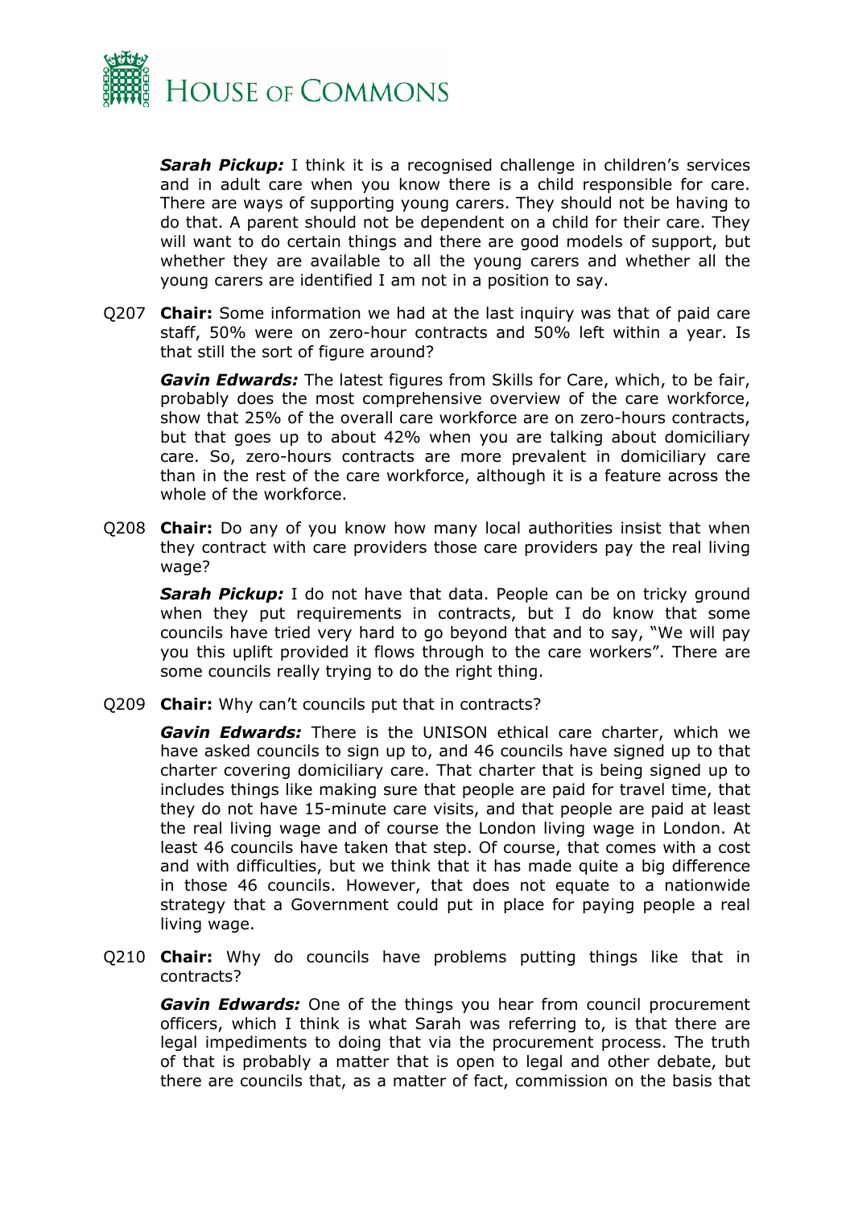***Sarah Pickup:*** I think it is a recognised challenge in children's services and in adult care when you know there is a child responsible for care. There are ways of supporting young carers. They should not be having to do that. A parent should not be dependent on a child for their care. They will want to do certain things and there are good models of support, but whether they are available to all the young carers and whether all the young carers are identified I am not in a position to say.

Q207 **Chair:** Some information we had at the last inquiry was that of paid care staff, 50% were on zero-hour contracts and 50% left within a year. Is that still the sort of figure around?

***Gavin Edwards:*** The latest figures from Skills for Care, which, to be fair, probably does the most comprehensive overview of the care workforce, show that 25% of the overall care workforce are on zero-hours contracts, but that goes up to about 42% when you are talking about domiciliary care. So, zero-hours contracts are more prevalent in domiciliary care than in the rest of the care workforce, although it is a feature across the whole of the workforce.

Q208 **Chair:** Do any of you know how many local authorities insist that when they contract with care providers those care providers pay the real living wage?

***Sarah Pickup:*** I do not have that data. People can be on tricky ground when they put requirements in contracts, but I do know that some councils have tried very hard to go beyond that and to say, "We will pay you this uplift provided it flows through to the care workers". There are some councils really trying to do the right thing.

Q209 **Chair:** Why can't councils put that in contracts?

***Gavin Edwards:*** There is the UNISON ethical care charter, which we have asked councils to sign up to, and 46 councils have signed up to that charter covering domiciliary care. That charter that is being signed up to includes things like making sure that people are paid for travel time, that they do not have 15-minute care visits, and that people are paid at least the real living wage and of course the London living wage in London. At least 46 councils have taken that step. Of course, that comes with a cost and with difficulties, but we think that it has made quite a big difference in those 46 councils. However, that does not equate to a nationwide strategy that a Government could put in place for paying people a real living wage.

Q210 **Chair:** Why do councils have problems putting things like that in contracts?

***Gavin Edwards:*** One of the things you hear from council procurement officers, which I think is what Sarah was referring to, is that there are legal impediments to doing that via the procurement process. The truth of that is probably a matter that is open to legal and other debate, but there are councils that, as a matter of fact, commission on the basis that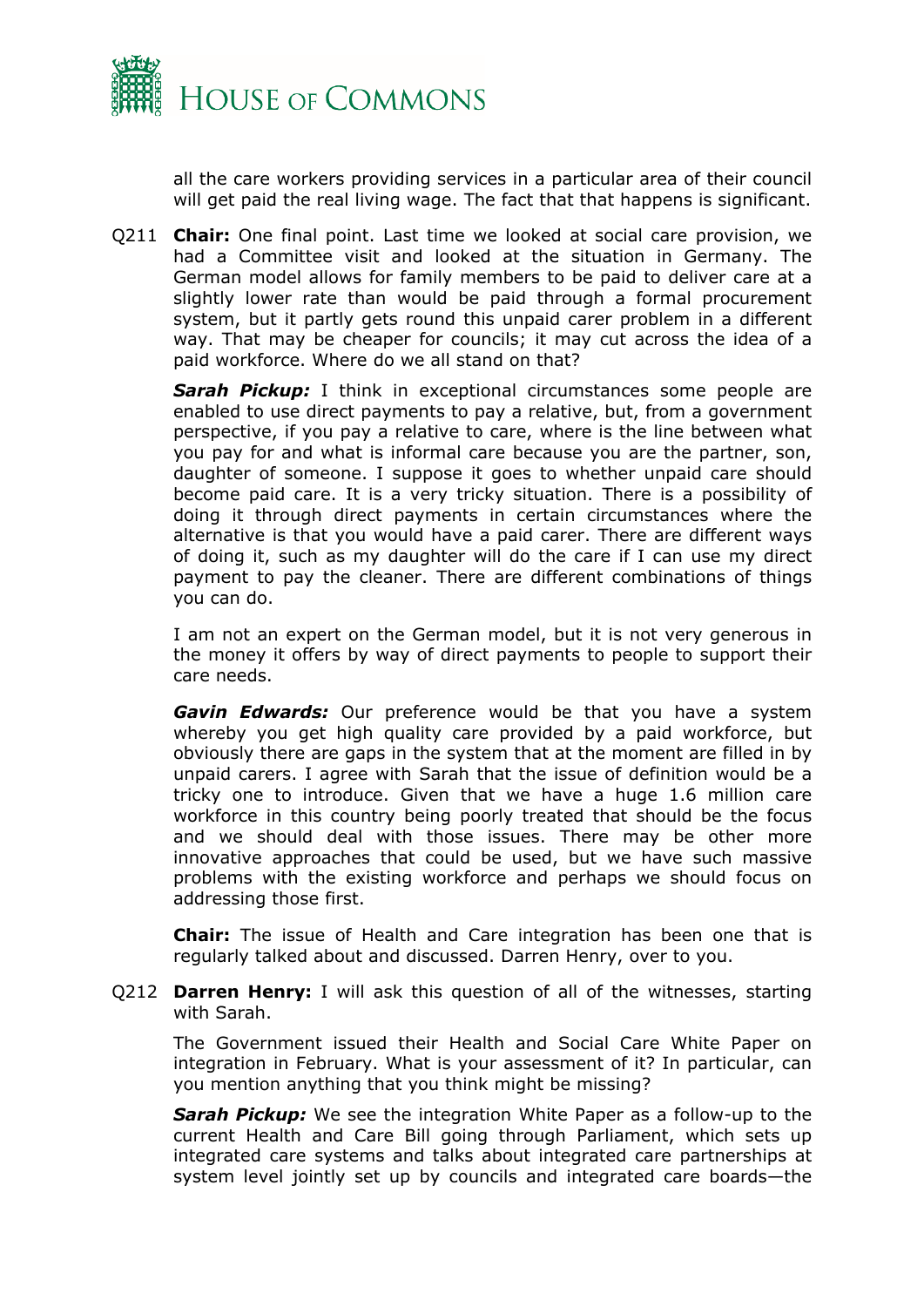all the care workers providing services in a particular area of their council will get paid the real living wage. The fact that that happens is significant.

Q211 **Chair:** One final point. Last time we looked at social care provision, we had a Committee visit and looked at the situation in Germany. The German model allows for family members to be paid to deliver care at a slightly lower rate than would be paid through a formal procurement system, but it partly gets round this unpaid carer problem in a different way. That may be cheaper for councils; it may cut across the idea of a paid workforce. Where do we all stand on that?

***Sarah Pickup:*** I think in exceptional circumstances some people are enabled to use direct payments to pay a relative, but, from a government perspective, if you pay a relative to care, where is the line between what you pay for and what is informal care because you are the partner, son, daughter of someone. I suppose it goes to whether unpaid care should become paid care. It is a very tricky situation. There is a possibility of doing it through direct payments in certain circumstances where the alternative is that you would have a paid carer. There are different ways of doing it, such as my daughter will do the care if I can use my direct payment to pay the cleaner. There are different combinations of things you can do.

I am not an expert on the German model, but it is not very generous in the money it offers by way of direct payments to people to support their care needs.

***Gavin Edwards:*** Our preference would be that you have a system whereby you get high quality care provided by a paid workforce, but obviously there are gaps in the system that at the moment are filled in by unpaid carers. I agree with Sarah that the issue of definition would be a tricky one to introduce. Given that we have a huge 1.6 million care workforce in this country being poorly treated that should be the focus and we should deal with those issues. There may be other more innovative approaches that could be used, but we have such massive problems with the existing workforce and perhaps we should focus on addressing those first.

**Chair:** The issue of Health and Care integration has been one that is regularly talked about and discussed. Darren Henry, over to you.

Q212 **Darren Henry:** I will ask this question of all of the witnesses, starting with Sarah.

The Government issued their Health and Social Care White Paper on integration in February. What is your assessment of it? In particular, can you mention anything that you think might be missing?

***Sarah Pickup:*** We see the integration White Paper as a follow-up to the current Health and Care Bill going through Parliament, which sets up integrated care systems and talks about integrated care partnerships at system level jointly set up by councils and integrated care boards—the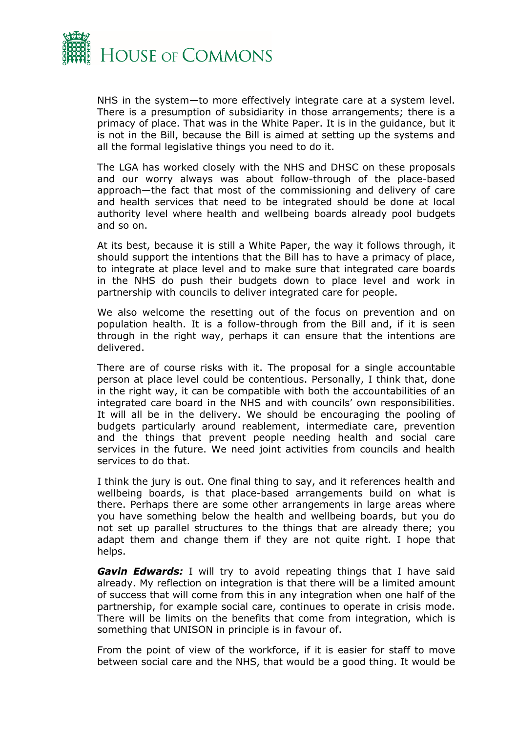NHS in the system—to more effectively integrate care at a system level. There is a presumption of subsidiarity in those arrangements; there is a primacy of place. That was in the White Paper. It is in the guidance, but it is not in the Bill, because the Bill is aimed at setting up the systems and all the formal legislative things you need to do it.

The LGA has worked closely with the NHS and DHSC on these proposals and our worry always was about follow-through of the place-based approach—the fact that most of the commissioning and delivery of care and health services that need to be integrated should be done at local authority level where health and wellbeing boards already pool budgets and so on.

At its best, because it is still a White Paper, the way it follows through, it should support the intentions that the Bill has to have a primacy of place, to integrate at place level and to make sure that integrated care boards in the NHS do push their budgets down to place level and work in partnership with councils to deliver integrated care for people.

We also welcome the resetting out of the focus on prevention and on population health. It is a follow-through from the Bill and, if it is seen through in the right way, perhaps it can ensure that the intentions are delivered.

There are of course risks with it. The proposal for a single accountable person at place level could be contentious. Personally, I think that, done in the right way, it can be compatible with both the accountabilities of an integrated care board in the NHS and with councils' own responsibilities. It will all be in the delivery. We should be encouraging the pooling of budgets particularly around reablement, intermediate care, prevention and the things that prevent people needing health and social care services in the future. We need joint activities from councils and health services to do that.

I think the jury is out. One final thing to say, and it references health and wellbeing boards, is that place-based arrangements build on what is there. Perhaps there are some other arrangements in large areas where you have something below the health and wellbeing boards, but you do not set up parallel structures to the things that are already there; you adapt them and change them if they are not quite right. I hope that helps.

***Gavin Edwards:*** I will try to avoid repeating things that I have said already. My reflection on integration is that there will be a limited amount of success that will come from this in any integration when one half of the partnership, for example social care, continues to operate in crisis mode. There will be limits on the benefits that come from integration, which is something that UNISON in principle is in favour of.

From the point of view of the workforce, if it is easier for staff to move between social care and the NHS, that would be a good thing. It would be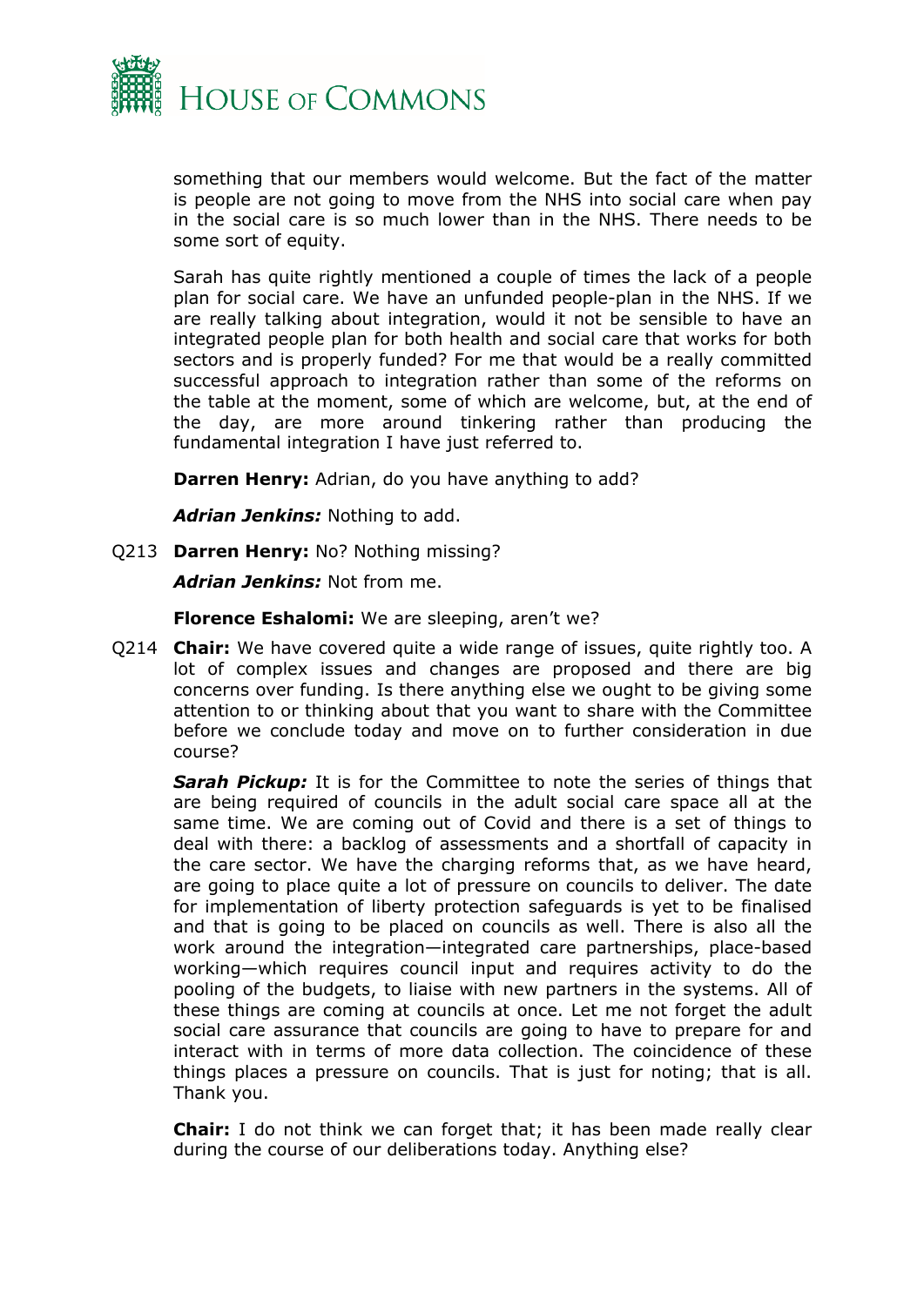something that our members would welcome. But the fact of the matter is people are not going to move from the NHS into social care when pay in the social care is so much lower than in the NHS. There needs to be some sort of equity.

Sarah has quite rightly mentioned a couple of times the lack of a people plan for social care. We have an unfunded people-plan in the NHS. If we are really talking about integration, would it not be sensible to have an integrated people plan for both health and social care that works for both sectors and is properly funded? For me that would be a really committed successful approach to integration rather than some of the reforms on the table at the moment, some of which are welcome, but, at the end of the day, are more around tinkering rather than producing the fundamental integration I have just referred to.

**Darren Henry:** Adrian, do you have anything to add?

***Adrian Jenkins:*** Nothing to add.

Q213 **Darren Henry:** No? Nothing missing?

***Adrian Jenkins:*** Not from me.

**Florence Eshalomi:** We are sleeping, aren't we?

Q214 **Chair:** We have covered quite a wide range of issues, quite rightly too. A lot of complex issues and changes are proposed and there are big concerns over funding. Is there anything else we ought to be giving some attention to or thinking about that you want to share with the Committee before we conclude today and move on to further consideration in due course?

***Sarah Pickup:*** It is for the Committee to note the series of things that are being required of councils in the adult social care space all at the same time. We are coming out of Covid and there is a set of things to deal with there: a backlog of assessments and a shortfall of capacity in the care sector. We have the charging reforms that, as we have heard, are going to place quite a lot of pressure on councils to deliver. The date for implementation of liberty protection safeguards is yet to be finalised and that is going to be placed on councils as well. There is also all the work around the integration—integrated care partnerships, place-based working—which requires council input and requires activity to do the pooling of the budgets, to liaise with new partners in the systems. All of these things are coming at councils at once. Let me not forget the adult social care assurance that councils are going to have to prepare for and interact with in terms of more data collection. The coincidence of these things places a pressure on councils. That is just for noting; that is all. Thank you.

**Chair:** I do not think we can forget that; it has been made really clear during the course of our deliberations today. Anything else?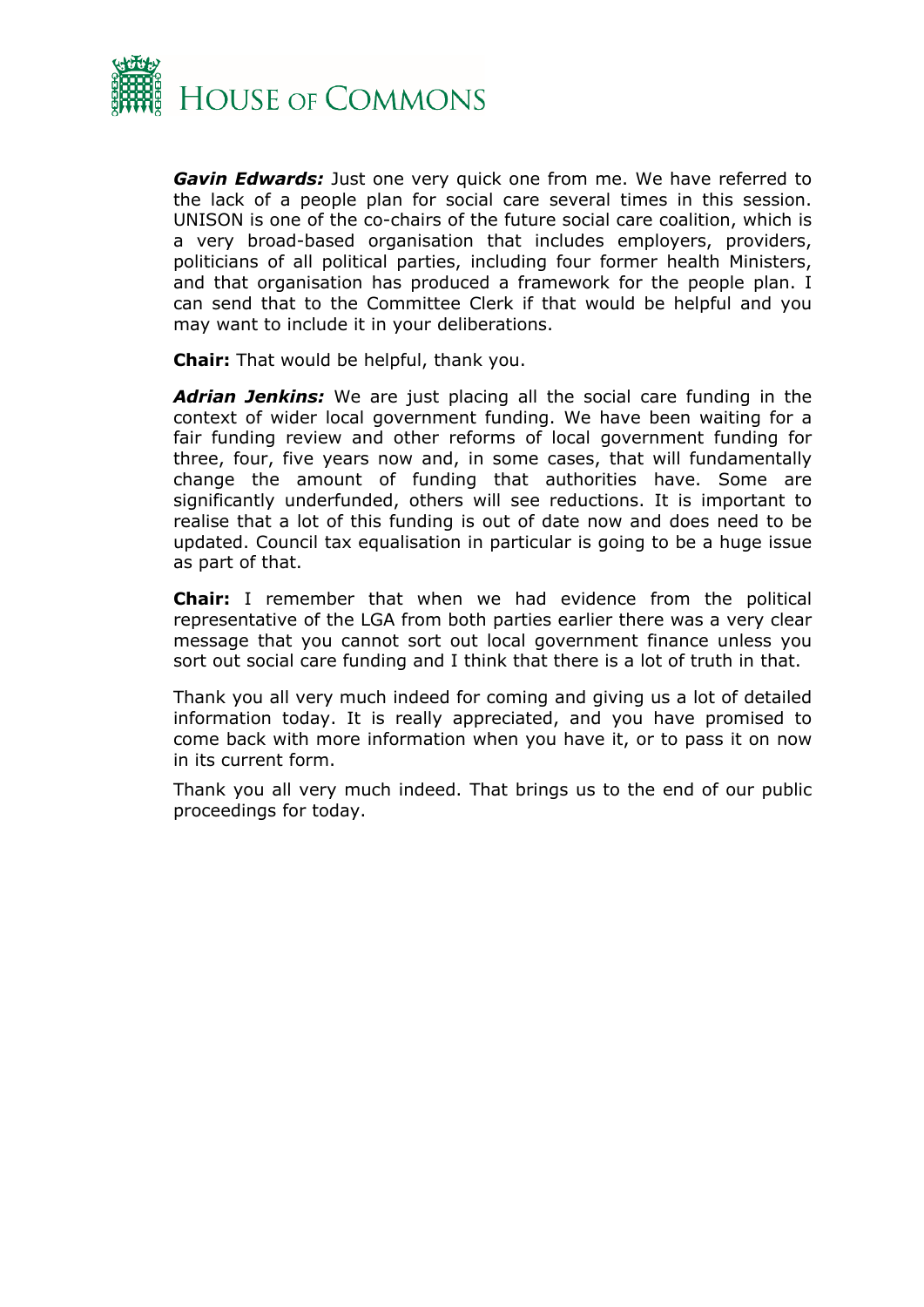***Gavin Edwards:*** Just one very quick one from me. We have referred to the lack of a people plan for social care several times in this session. UNISON is one of the co-chairs of the future social care coalition, which is a very broad-based organisation that includes employers, providers, politicians of all political parties, including four former health Ministers, and that organisation has produced a framework for the people plan. I can send that to the Committee Clerk if that would be helpful and you may want to include it in your deliberations.

**Chair:** That would be helpful, thank you.

***Adrian Jenkins:*** We are just placing all the social care funding in the context of wider local government funding. We have been waiting for a fair funding review and other reforms of local government funding for three, four, five years now and, in some cases, that will fundamentally change the amount of funding that authorities have. Some are significantly underfunded, others will see reductions. It is important to realise that a lot of this funding is out of date now and does need to be updated. Council tax equalisation in particular is going to be a huge issue as part of that.

**Chair:** I remember that when we had evidence from the political representative of the LGA from both parties earlier there was a very clear message that you cannot sort out local government finance unless you sort out social care funding and I think that there is a lot of truth in that.

Thank you all very much indeed for coming and giving us a lot of detailed information today. It is really appreciated, and you have promised to come back with more information when you have it, or to pass it on now in its current form.

Thank you all very much indeed. That brings us to the end of our public proceedings for today.